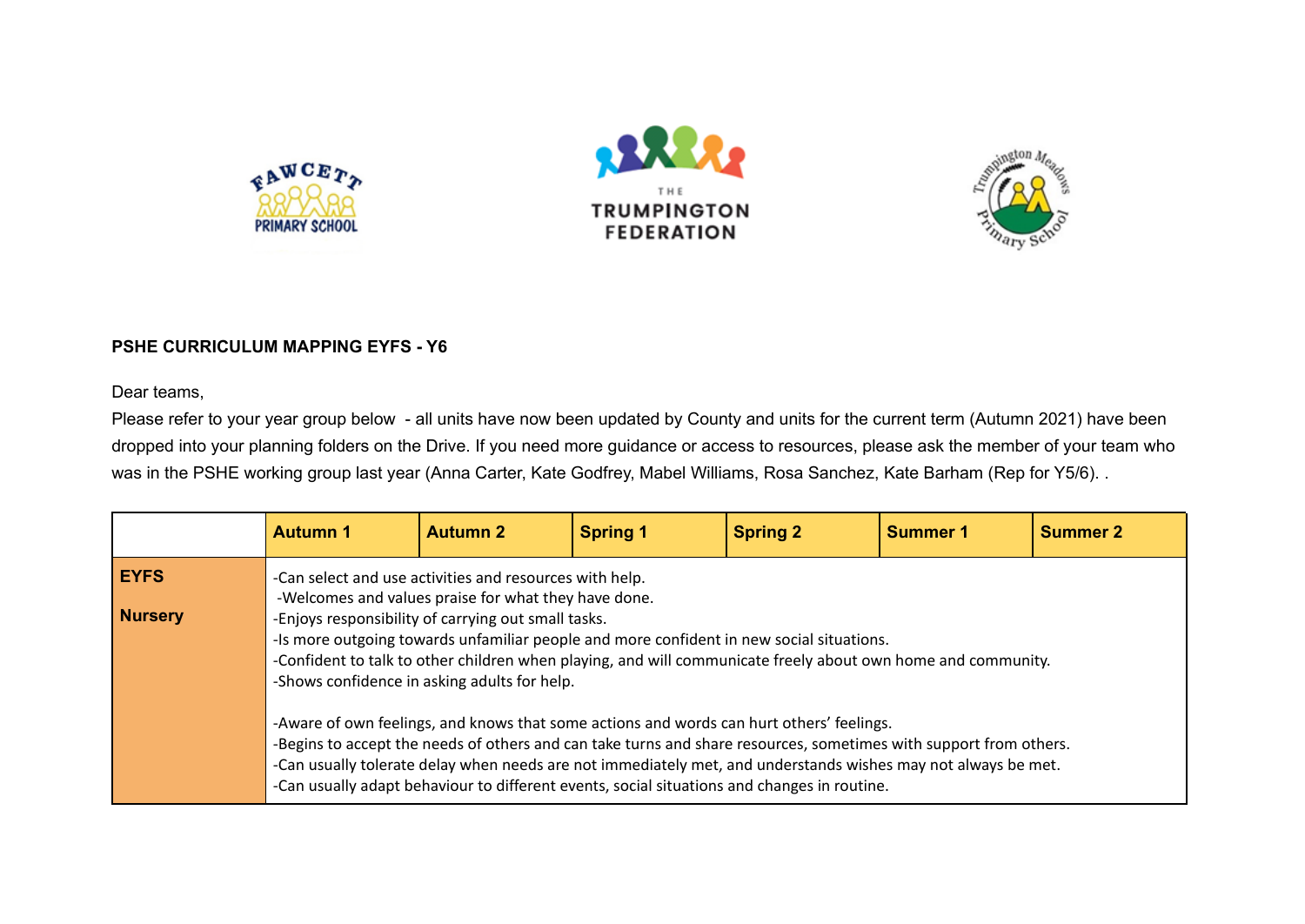**PSHE CURRICULUM MAPPING EYFS - Y6**

Dear teams,

Please refer to your year group below - all units have now been updated by County and units for the current term (Autumn 2021) have been dropped into your planning folders on the Drive. If you need more guidance or access to resources, please ask the member of your team who was in the PSHE working group last year (Anna Carter, Kate Godfrey, Mabel Williams, Rosa Sanchez, Kate Barham (Rep for Y5/6). .

| | Autumn 1 | Autumn 2 | Spring 1 | Spring 2 | Summer 1 | Summer 2 |
|---|---|---|---|---|---|---|
| **EYFS**<br><br>**Nursery** | -Can select and use activities and resources with help.<br>-Welcomes and values praise for what they have done.<br>-Enjoys responsibility of carrying out small tasks.<br>-Is more outgoing towards unfamiliar people and more confident in new social situations.<br>-Confident to talk to other children when playing, and will communicate freely about own home and community.<br>-Shows confidence in asking adults for help.<br><br>-Aware of own feelings, and knows that some actions and words can hurt others' feelings.<br>-Begins to accept the needs of others and can take turns and share resources, sometimes with support from others.<br>-Can usually tolerate delay when needs are not immediately met, and understands wishes may not always be met.<br>-Can usually adapt behaviour to different events, social situations and changes in routine. | | | | | |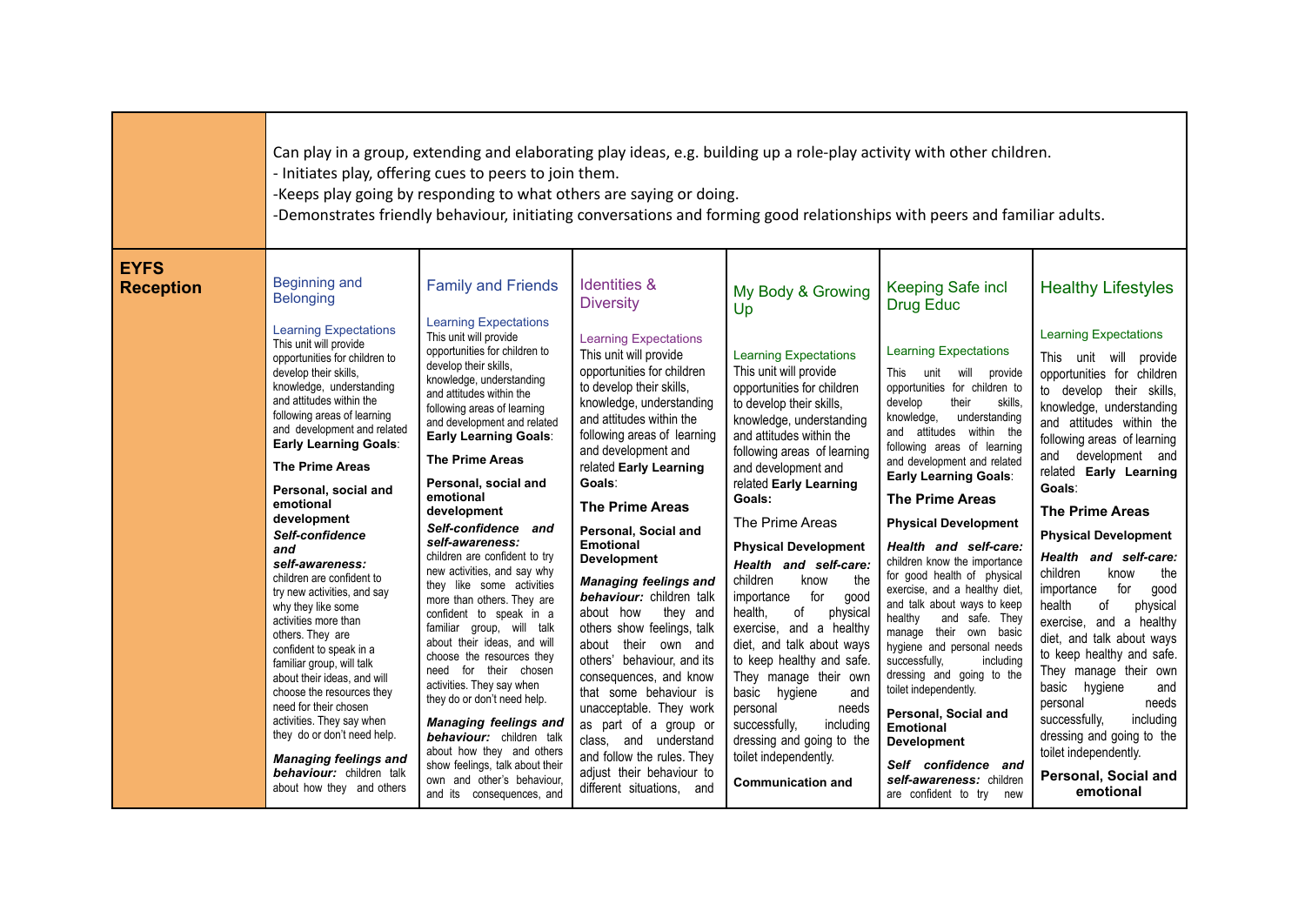| | |
|---|---|
| | Can play in a group, extending and elaborating play ideas, e.g. building up a role-play activity with other children.<br>- Initiates play, offering cues to peers to join them.<br>-Keeps play going by responding to what others are saying or doing.<br>-Demonstrates friendly behaviour, initiating conversations and forming good relationships with peers and familiar adults. |

| **EYFS Reception** | Beginning and Belonging | Family and Friends | Identities & Diversity | My Body & Growing Up | Keeping Safe incl Drug Educ | Healthy Lifestyles |
|---|---|---|---|---|---|---|
| | Learning Expectations<br>This unit will provide opportunities for children to develop their skills, knowledge, understanding and attitudes within the following areas of learning and development and related **Early Learning Goals**:<br>**The Prime Areas**<br>**Personal, social and emotional development**<br>***Self-confidence and self-awareness:*** children are confident to try new activities, and say why they like some activities more than others. They are confident to speak in a familiar group, will talk about their ideas, and will choose the resources they need for their chosen activities. They say when they do or don't need help.<br>***Managing feelings and behaviour:*** children talk about how they and others | Learning Expectations<br>This unit will provide opportunities for children to develop their skills, knowledge, understanding and attitudes within the following areas of learning and development and related **Early Learning Goals**:<br>**The Prime Areas**<br>**Personal, social and emotional development**<br>***Self-confidence and self-awareness:*** children are confident to try new activities, and say why they like some activities more than others. They are confident to speak in a familiar group, will talk about their ideas, and will choose the resources they need for their chosen activities. They say when they do or don't need help.<br>***Managing feelings and behaviour:*** children talk about how they and others show feelings, talk about their own and other's behaviour, and its consequences, and | Learning Expectations<br>This unit will provide opportunities for children to develop their skills, knowledge, understanding and attitudes within the following areas of learning and development and related **Early Learning Goals**:<br>**The Prime Areas**<br>**Personal, Social and Emotional Development**<br>***Managing feelings and behaviour:*** children talk about how they and others show feelings, talk about their own and others' behaviour, and its consequences, and know that some behaviour is unacceptable. They work as part of a group or class, and understand and follow the rules. They adjust their behaviour to different situations, and | Learning Expectations<br>This unit will provide opportunities for children to develop their skills, knowledge, understanding and attitudes within the following areas of learning and development and related **Early Learning Goals:**<br>The Prime Areas<br>**Physical Development**<br>***Health and self-care:*** children know the importance for good health, of physical exercise, and a healthy diet, and talk about ways to keep healthy and safe. They manage their own basic hygiene and personal needs successfully, including dressing and going to the toilet independently.<br>**Communication and** | Learning Expectations<br>This unit will provide opportunities for children to develop their skills, knowledge, understanding and attitudes within the following areas of learning and development and related **Early Learning Goals**:<br>**The Prime Areas**<br>**Physical Development**<br>***Health and self-care:*** children know the importance for good health of physical exercise, and a healthy diet, and talk about ways to keep healthy and safe. They manage their own basic hygiene and personal needs successfully, including dressing and going to the toilet independently.<br>**Personal, Social and Emotional Development**<br>***Self confidence and self-awareness:*** children are confident to try new | Learning Expectations<br>This unit will provide opportunities for children to develop their skills, knowledge, understanding and attitudes within the following areas of learning and development and related **Early Learning Goals**:<br>**The Prime Areas**<br>**Physical Development**<br>***Health and self-care:*** children know the importance for good health of physical exercise, and a healthy diet, and talk about ways to keep healthy and safe. They manage their own basic hygiene and personal needs successfully, including dressing and going to the toilet independently.<br>**Personal, Social and emotional** |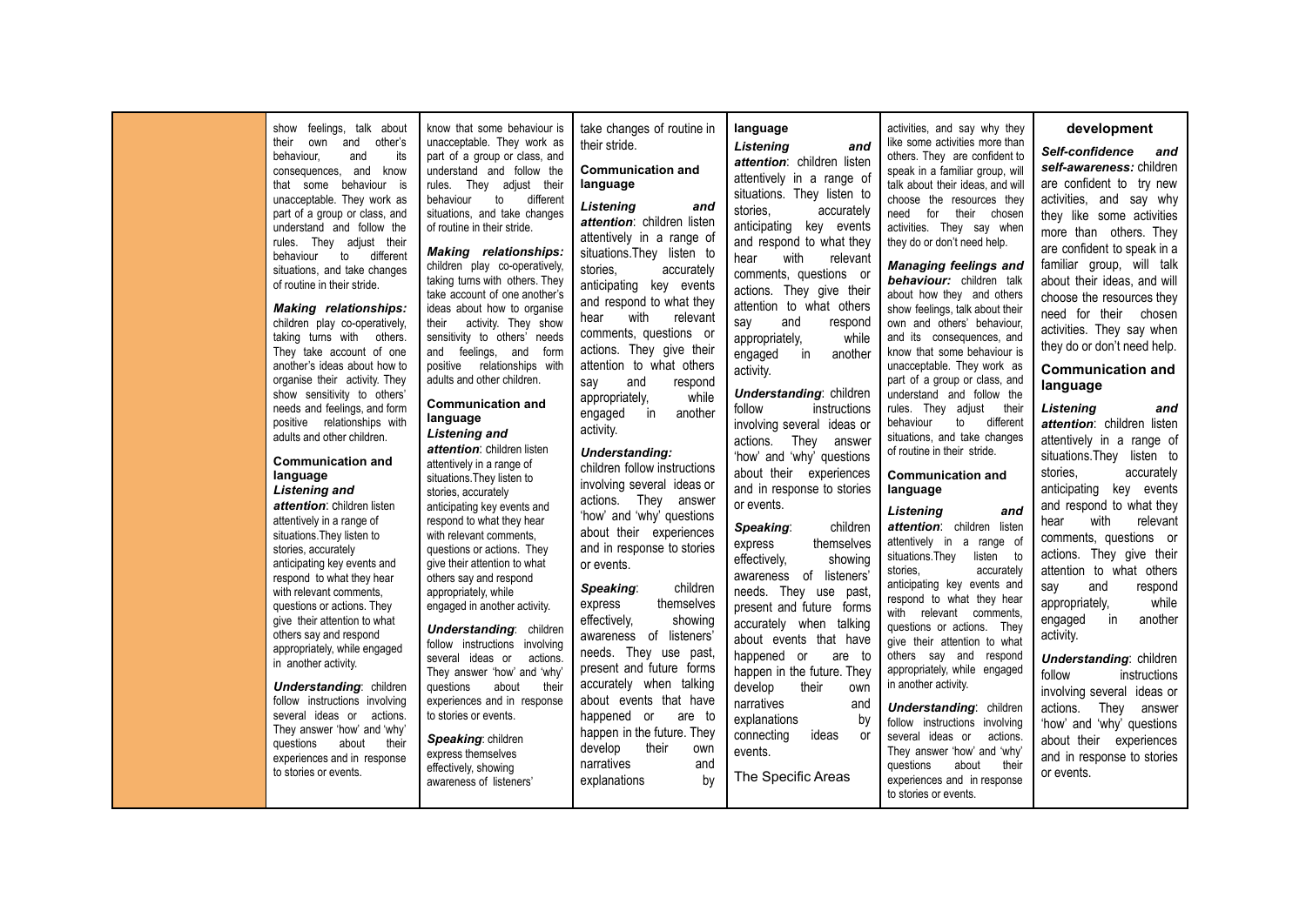| | | | | | | |
|---|---|---|---|---|---|---|
| | show feelings, talk about their own and other's behaviour, and its consequences, and know that some behaviour is unacceptable. They work as part of a group or class, and understand and follow the rules. They adjust their behaviour to different situations, and take changes of routine in their stride.<br><br>***Making relationships:*** children play co-operatively, taking turns with others. They take account of one another's ideas about how to organise their activity. They show sensitivity to others' needs and feelings, and form positive relationships with adults and other children.<br><br>**Communication and language**<br>***Listening and attention***: children listen attentively in a range of situations. They listen to stories, accurately anticipating key events and respond to what they hear with relevant comments, questions or actions. They give their attention to what others say and respond appropriately, while engaged in another activity.<br><br>***Understanding***: children follow instructions involving several ideas or actions. They answer 'how' and 'why' questions about their experiences and in response to stories or events. | know that some behaviour is unacceptable. They work as part of a group or class, and understand and follow the rules. They adjust their behaviour to different situations, and take changes of routine in their stride.<br><br>***Making relationships:*** children play co-operatively, taking turns with others. They take account of one another's ideas about how to organise their activity. They show sensitivity to others' needs and feelings, and form positive relationships with adults and other children.<br><br>**Communication and language**<br>***Listening and attention***: children listen attentively in a range of situations. They listen to stories, accurately anticipating key events and respond to what they hear with relevant comments, questions or actions. They give their attention to what others say and respond appropriately, while engaged in another activity.<br><br>***Understanding***: children follow instructions involving several ideas or actions. They answer 'how' and 'why' questions about their experiences and in response to stories or events.<br><br>***Speaking***: children express themselves effectively, showing awareness of listeners' | take changes of routine in their stride.<br><br>**Communication and language**<br>***Listening and attention***: children listen attentively in a range of situations. They listen to stories, accurately anticipating key events and respond to what they hear with relevant comments, questions or actions. They give their attention to what others say and respond appropriately, while engaged in another activity.<br><br>***Understanding:*** children follow instructions involving several ideas or actions. They answer 'how' and 'why' questions about their experiences and in response to stories or events.<br><br>***Speaking***: children express themselves effectively, showing awareness of listeners' needs. They use past, present and future forms accurately when talking about events that have happened or are to happen in the future. They develop their own narratives and explanations by | **language**<br>***Listening and attention***: children listen attentively in a range of situations. They listen to stories, accurately anticipating key events and respond to what they hear with relevant comments, questions or actions. They give their attention to what others say and respond appropriately, while engaged in another activity.<br><br>***Understanding***: children follow instructions involving several ideas or actions. They answer 'how' and 'why' questions about their experiences and in response to stories or events.<br><br>***Speaking***: children express themselves effectively, showing awareness of listeners' needs. They use past, present and future forms accurately when talking about events that have happened or are to happen in the future. They develop their own narratives and explanations by connecting ideas or events.<br><br>The Specific Areas | activities, and say why they like some activities more than others. They are confident to speak in a familiar group, will talk about their ideas, and will choose the resources they need for their chosen activities. They say when they do or don't need help.<br><br>***Managing feelings and behaviour:*** children talk about how they and others show feelings, talk about their own and others' behaviour, and its consequences, and know that some behaviour is unacceptable. They work as part of a group or class, and understand and follow the rules. They adjust their behaviour to different situations, and take changes of routine in their stride.<br><br>**Communication and language**<br>***Listening and attention***: children listen attentively in a range of situations. They listen to stories, accurately anticipating key events and respond to what they hear with relevant comments, questions or actions. They give their attention to what others say and respond appropriately, while engaged in another activity.<br><br>***Understanding***: children follow instructions involving several ideas or actions. They answer 'how' and 'why' questions about their experiences and in response to stories or events. | **development**<br>***Self-confidence and self-awareness:*** children are confident to try new activities, and say why they like some activities more than others. They are confident to speak in a familiar group, will talk about their ideas, and will choose the resources they need for their chosen activities. They say when they do or don't need help.<br><br>**Communication and language**<br>***Listening and attention***: children listen attentively in a range of situations. They listen to stories, accurately anticipating key events and respond to what they hear with relevant comments, questions or actions. They give their attention to what others say and respond appropriately, while engaged in another activity.<br><br>***Understanding***: children follow instructions involving several ideas or actions. They answer 'how' and 'why' questions about their experiences and in response to stories or events. |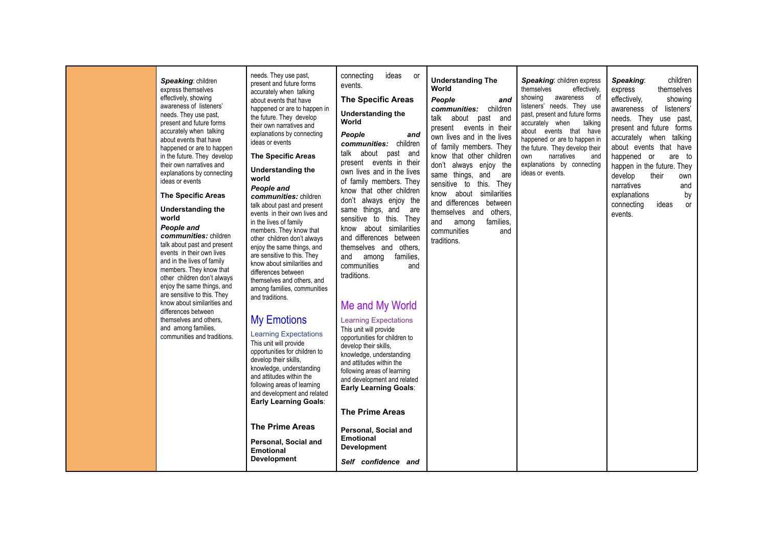| | | | | | | |
|---|---|---|---|---|---|---|
| | ***Speaking***: children express themselves effectively, showing awareness of listeners' needs. They use past, present and future forms accurately when talking about events that have happened or are to happen in the future. They develop their own narratives and explanations by connecting ideas or events<br><br>**The Specific Areas**<br><br>**Understanding the world**<br>***People and communities:*** children talk about past and present events in their own lives and in the lives of family members. They know that other children don't always enjoy the same things, and are sensitive to this. They know about similarities and differences between themselves and others, and among families, communities and traditions. | needs. They use past, present and future forms accurately when talking about events that have happened or are to happen in the future. They develop their own narratives and explanations by connecting ideas or events<br><br>**The Specific Areas**<br><br>**Understanding the world**<br>***People and communities:*** children talk about past and present events in their own lives and in the lives of family members. They know that other children don't always enjoy the same things, and are sensitive to this. They know about similarities and differences between themselves and others, and among families, communities and traditions.<br><br>My Emotions<br><br>Learning Expectations<br>This unit will provide opportunities for children to develop their skills, knowledge, understanding and attitudes within the following areas of learning and development and related **Early Learning Goals**:<br><br>**The Prime Areas**<br><br>**Personal, Social and Emotional Development** | connecting ideas or events.<br><br>**The Specific Areas**<br><br>**Understanding the World**<br><br>***People and communities:*** children talk about past and present events in their own lives and in the lives of family members. They know that other children don't always enjoy the same things, and are sensitive to this. They know about similarities and differences between themselves and others, and among families, communities and traditions.<br><br>Me and My World<br><br>Learning Expectations<br>This unit will provide opportunities for children to develop their skills, knowledge, understanding and attitudes within the following areas of learning and development and related **Early Learning Goals**:<br><br>**The Prime Areas**<br><br>**Personal, Social and Emotional Development**<br><br>***Self confidence and*** | **Understanding The World**<br><br>***People and communities:*** children talk about past and present events in their own lives and in the lives of family members. They know that other children don't always enjoy the same things, and are sensitive to this. They know about similarities and differences between themselves and others, and among families, communities and traditions. | ***Speaking***: children express themselves effectively, showing awareness of listeners' needs. They use past, present and future forms accurately when talking about events that have happened or are to happen in the future. They develop their own narratives and explanations by connecting ideas or events. | ***Speaking***: children express themselves effectively, showing awareness of listeners' needs. They use past, present and future forms accurately when talking about events that have happened or are to happen in the future. They develop their own narratives and explanations by connecting ideas or events. |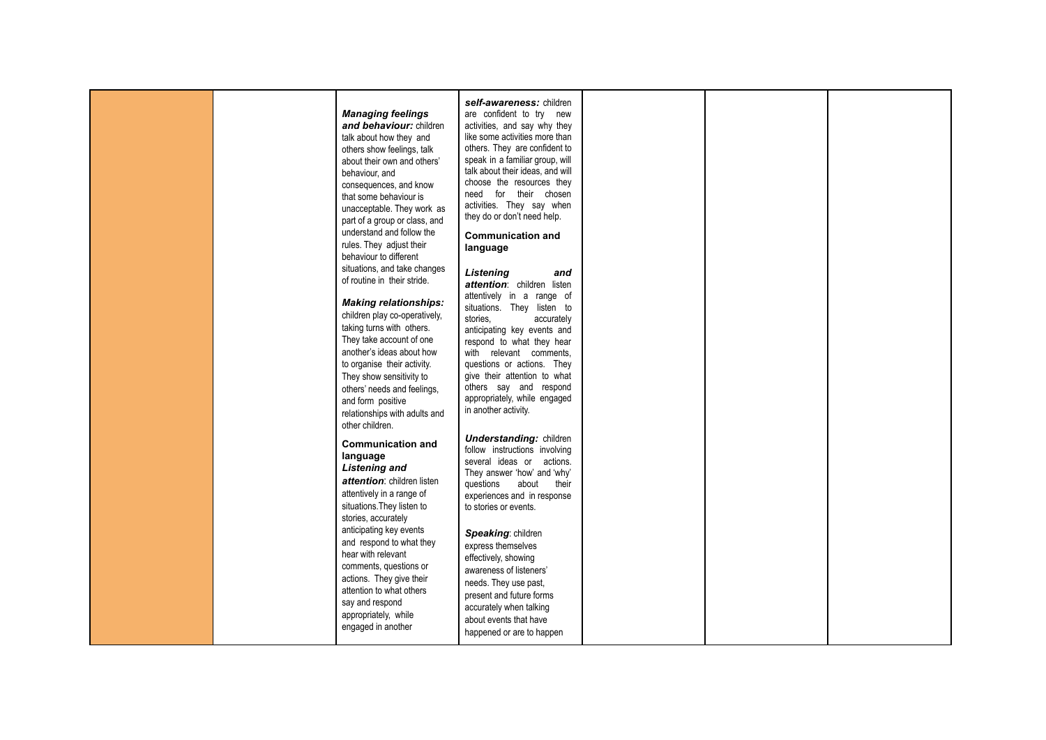| | | | | | | |
|---|---|---|---|---|---|---|
| | | ***Managing feelings and behaviour:*** children talk about how they and others show feelings, talk about their own and others' behaviour, and consequences, and know that some behaviour is unacceptable. They work as part of a group or class, and understand and follow the rules. They adjust their behaviour to different situations, and take changes of routine in their stride.<br><br>***Making relationships:*** children play co-operatively, taking turns with others. They take account of one another's ideas about how to organise their activity. They show sensitivity to others' needs and feelings, and form positive relationships with adults and other children.<br><br>**Communication and language**<br>***Listening and attention***: children listen attentively in a range of situations. They listen to stories, accurately anticipating key events and respond to what they hear with relevant comments, questions or actions. They give their attention to what others say and respond appropriately, while engaged in another | ***self-awareness:*** children are confident to try new activities, and say why they like some activities more than others. They are confident to speak in a familiar group, will talk about their ideas, and will choose the resources they need for their chosen activities. They say when they do or don't need help.<br><br>**Communication and language**<br><br>***Listening and attention***: children listen attentively in a range of situations. They listen to stories, accurately anticipating key events and respond to what they hear with relevant comments, questions or actions. They give their attention to what others say and respond appropriately, while engaged in another activity.<br><br>***Understanding:*** children follow instructions involving several ideas or actions. They answer 'how' and 'why' questions about their experiences and in response to stories or events.<br><br>***Speaking***: children express themselves effectively, showing awareness of listeners' needs. They use past, present and future forms accurately when talking about events that have happened or are to happen | | | |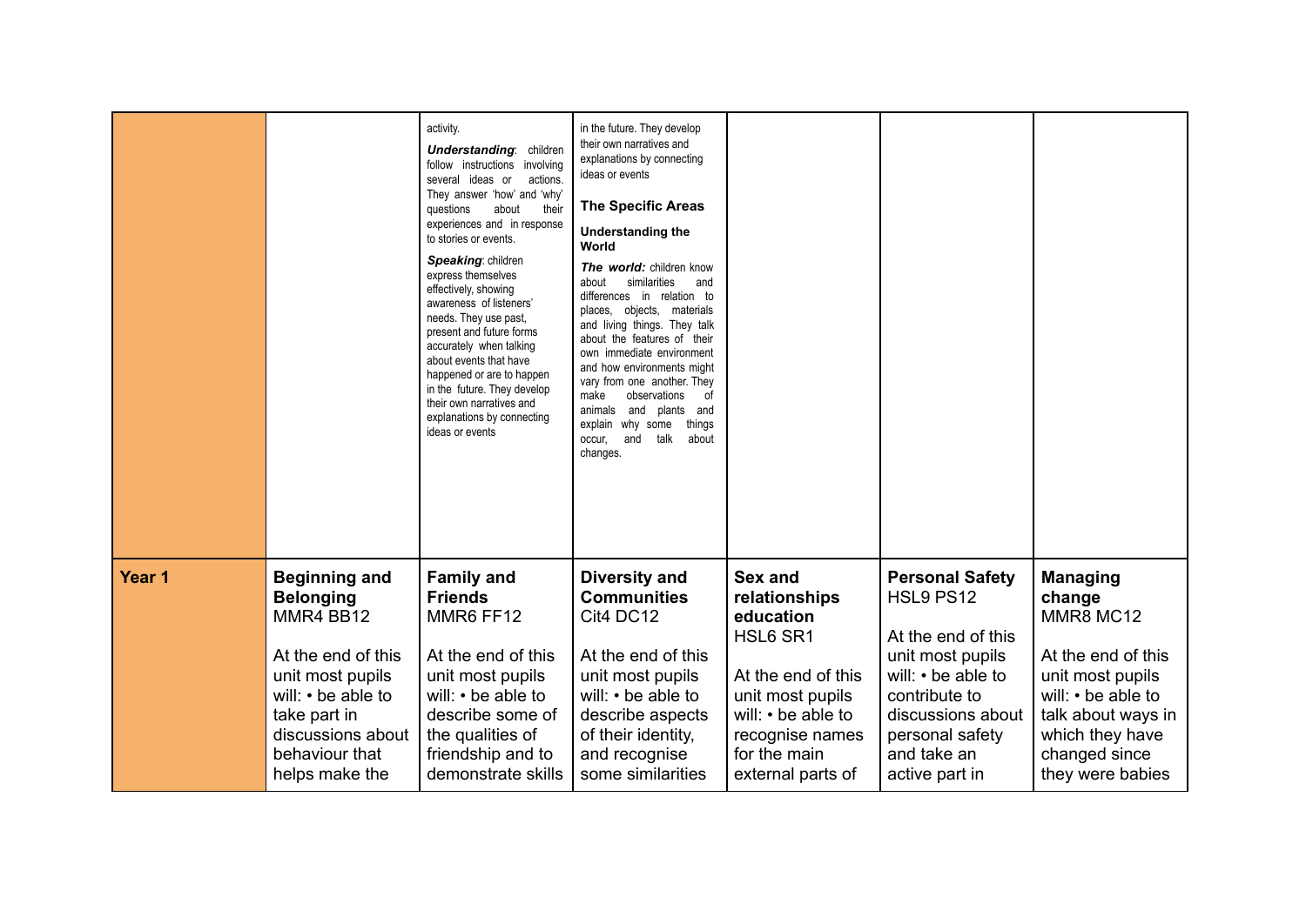| | | | | | | |
|---|---|---|---|---|---|---|
| | | activity.<br>***Understanding***: children follow instructions involving several ideas or actions. They answer 'how' and 'why' questions about their experiences and in response to stories or events.<br>***Speaking***: children express themselves effectively, showing awareness of listeners' needs. They use past, present and future forms accurately when talking about events that have happened or are to happen in the future. They develop their own narratives and explanations by connecting ideas or events | in the future. They develop their own narratives and explanations by connecting ideas or events<br>**The Specific Areas**<br>**Understanding the World**<br>***The world:*** children know about similarities and differences in relation to places, objects, materials and living things. They talk about the features of their own immediate environment and how environments might vary from one another. They make observations of animals and plants and explain why some things occur, and talk about changes. | | | |
| **Year 1** | **Beginning and Belonging** MMR4 BB12<br><br>At the end of this unit most pupils will: • be able to take part in discussions about behaviour that helps make the | **Family and Friends** MMR6 FF12<br><br>At the end of this unit most pupils will: • be able to describe some of the qualities of friendship and to demonstrate skills | **Diversity and Communities** Cit4 DC12<br><br>At the end of this unit most pupils will: • be able to describe aspects of their identity, and recognise some similarities | **Sex and relationships education** HSL6 SR1<br><br>At the end of this unit most pupils will: • be able to recognise names for the main external parts of | **Personal Safety** HSL9 PS12<br><br>At the end of this unit most pupils will: • be able to contribute to discussions about personal safety and take an active part in | **Managing change** MMR8 MC12<br><br>At the end of this unit most pupils will: • be able to talk about ways in which they have changed since they were babies |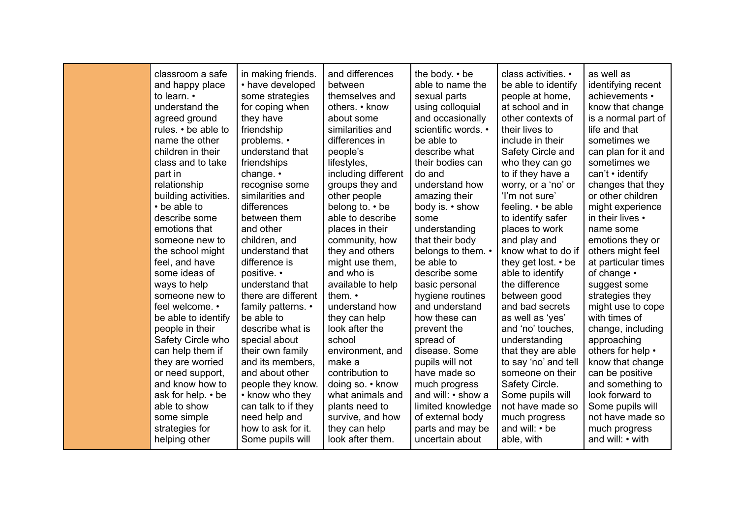| | | | | | | |
|---|---|---|---|---|---|---|
| | classroom a safe and happy place to learn. • understand the agreed ground rules. • be able to name the other children in their class and to take part in relationship building activities. • be able to describe some emotions that someone new to the school might feel, and have some ideas of ways to help someone new to feel welcome. • be able to identify people in their Safety Circle who can help them if they are worried or need support, and know how to ask for help. • be able to show some simple strategies for helping other | in making friends. • have developed some strategies for coping when they have friendship problems. • understand that friendships change. • recognise some similarities and differences between them and other children, and understand that difference is positive. • understand that there are different family patterns. • be able to describe what is special about their own family and its members, and about other people they know. • know who they can talk to if they need help and how to ask for it. Some pupils will | and differences between themselves and others. • know about some similarities and differences in people's lifestyles, including different groups they and other people belong to. • be able to describe places in their community, how they and others might use them, and who is available to help them. • understand how they can help look after the school environment, and make a contribution to doing so. • know what animals and plants need to survive, and how they can help look after them. | the body. • be able to name the sexual parts using colloquial and occasionally scientific words. • be able to describe what their bodies can do and understand how amazing their body is. • show some understanding that their body belongs to them. • be able to describe some basic personal hygiene routines and understand how these can prevent the spread of disease. Some pupils will not have made so much progress and will: • show a limited knowledge of external body parts and may be uncertain about | class activities. • be able to identify people at home, at school and in other contexts of their lives to include in their Safety Circle and who they can go to if they have a worry, or a 'no' or 'I'm not sure' feeling. • be able to identify safer places to work and play and know what to do if they get lost. • be able to identify the difference between good and bad secrets as well as 'yes' and 'no' touches, understanding that they are able to say 'no' and tell someone on their Safety Circle. Some pupils will not have made so much progress and will: • be able, with | as well as identifying recent achievements • know that change is a normal part of life and that sometimes we can plan for it and sometimes we can't • identify changes that they or other children might experience in their lives • name some emotions they or others might feel at particular times of change • suggest some strategies they might use to cope with times of change, including approaching others for help • know that change can be positive and something to look forward to Some pupils will not have made so much progress and will: • with |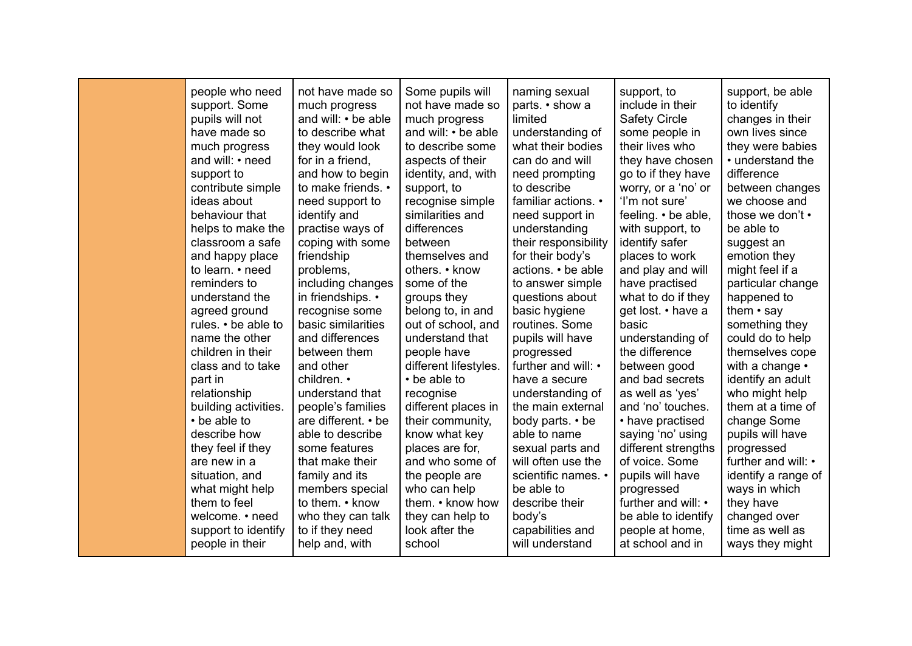|  |  |  |  |  |  |  |
|---|---|---|---|---|---|---|
|  | people who need support. Some pupils will not have made so much progress and will: • need support to contribute simple ideas about behaviour that helps to make the classroom a safe and happy place to learn. • need reminders to understand the agreed ground rules. • be able to name the other children in their class and to take part in relationship building activities. • be able to describe how they feel if they are new in a situation, and what might help them to feel welcome. • need support to identify people in their | not have made so much progress and will: • be able to describe what they would look for in a friend, and how to begin to make friends. • need support to identify and practise ways of coping with some friendship problems, including changes in friendships. • recognise some basic similarities and differences between them and other children. • understand that people's families are different. • be able to describe some features that make their family and its members special to them. • know who they can talk to if they need help and, with | Some pupils will not have made so much progress and will: • be able to describe some aspects of their identity, and, with support, to recognise simple similarities and differences between themselves and others. • know some of the groups they belong to, in and out of school, and understand that people have different lifestyles. • be able to recognise different places in their community, know what key places are for, and who some of the people are who can help them. • know how they can help to look after the school | naming sexual parts. • show a limited understanding of what their bodies can do and will need prompting to describe familiar actions. • need support in understanding their responsibility for their body's actions. • be able to answer simple questions about basic hygiene routines. Some pupils will have progressed further and will: • have a secure understanding of the main external body parts. • be able to name sexual parts and will often use the scientific names. • be able to describe their body's capabilities and will understand | support, to include in their Safety Circle some people in their lives who they have chosen go to if they have worry, or a 'no' or 'I'm not sure' feeling. • be able, with support, to identify safer places to work and play and will have practised what to do if they get lost. • have a basic understanding of the difference between good and bad secrets as well as 'yes' and 'no' touches. • have practised saying 'no' using different strengths of voice. Some pupils will have progressed further and will: • be able to identify people at home, at school and in | support, be able to identify changes in their own lives since they were babies • understand the difference between changes we choose and those we don't • be able to suggest an emotion they might feel if a particular change happened to them • say something they could do to help themselves cope with a change • identify an adult who might help them at a time of change Some pupils will have progressed further and will: • identify a range of ways in which they have changed over time as well as ways they might |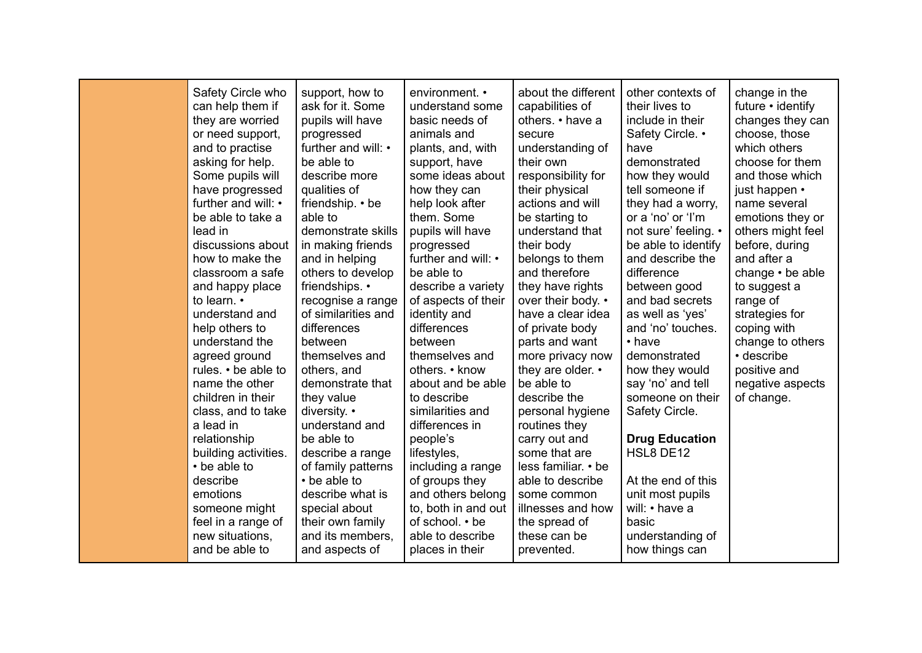| | | | | | | |
|---|---|---|---|---|---|---|
| | Safety Circle who can help them if they are worried or need support, and to practise asking for help. Some pupils will have progressed further and will: • be able to take a lead in discussions about how to make the classroom a safe and happy place to learn. • understand and help others to understand the agreed ground rules. • be able to name the other children in their class, and to take a lead in relationship building activities. • be able to describe emotions someone might feel in a range of new situations, and be able to | support, how to ask for it. Some pupils will have progressed further and will: • be able to describe more qualities of friendship. • be able to demonstrate skills in making friends and in helping others to develop friendships. • recognise a range of similarities and differences between themselves and others, and demonstrate that they value diversity. • understand and be able to describe a range of family patterns • be able to describe what is special about their own family and its members, and aspects of | environment. • understand some basic needs of animals and plants, and, with support, have some ideas about how they can help look after them. Some pupils will have progressed further and will: • be able to describe a variety of aspects of their identity and differences between themselves and others. • know about and be able to describe similarities and differences in people's lifestyles, including a range of groups they and others belong to, both in and out of school. • be able to describe places in their | about the different capabilities of others. • have a secure understanding of their own responsibility for their physical actions and will be starting to understand that their body belongs to them and therefore they have rights over their body. • have a clear idea of private body parts and want more privacy now they are older. • be able to describe the personal hygiene routines they carry out and some that are less familiar. • be able to describe some common illnesses and how the spread of these can be prevented. | other contexts of their lives to include in their Safety Circle. • have demonstrated how they would tell someone if they had a worry, or a 'no' or 'I'm not sure' feeling. • be able to identify and describe the difference between good and bad secrets as well as 'yes' and 'no' touches. • have demonstrated how they would say 'no' and tell someone on their Safety Circle.<br><br>**Drug Education**<br>HSL8 DE12<br><br>At the end of this unit most pupils will: • have a basic understanding of how things can | change in the future • identify changes they can choose, those which others choose for them and those which just happen • name several emotions they or others might feel before, during and after a change • be able to suggest a range of strategies for coping with change to others • describe positive and negative aspects of change. |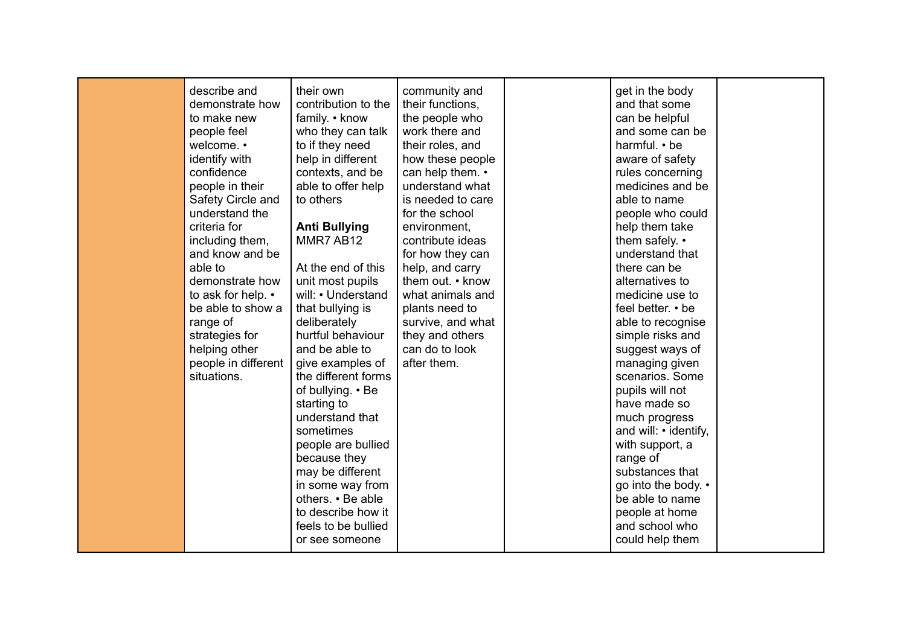| | | | | | | |
|---|---|---|---|---|---|---|
| | describe and demonstrate how to make new people feel welcome. • identify with confidence people in their Safety Circle and understand the criteria for including them, and know and be able to demonstrate how to ask for help. • be able to show a range of strategies for helping other people in different situations. | their own contribution to the family. • know who they can talk to if they need help in different contexts, and be able to offer help to others<br><br>**Anti Bullying** MMR7 AB12<br><br>At the end of this unit most pupils will: • Understand that bullying is deliberately hurtful behaviour and be able to give examples of the different forms of bullying. • Be starting to understand that sometimes people are bullied because they may be different in some way from others. • Be able to describe how it feels to be bullied or see someone | community and their functions, the people who work there and their roles, and how these people can help them. • understand what is needed to care for the school environment, contribute ideas for how they can help, and carry them out. • know what animals and plants need to survive, and what they and others can do to look after them. | | get in the body and that some can be helpful and some can be harmful. • be aware of safety rules concerning medicines and be able to name people who could help them take them safely. • understand that there can be alternatives to medicine use to feel better. • be able to recognise simple risks and suggest ways of managing given scenarios. Some pupils will not have made so much progress and will: • identify, with support, a range of substances that go into the body. • be able to name people at home and school who could help them | |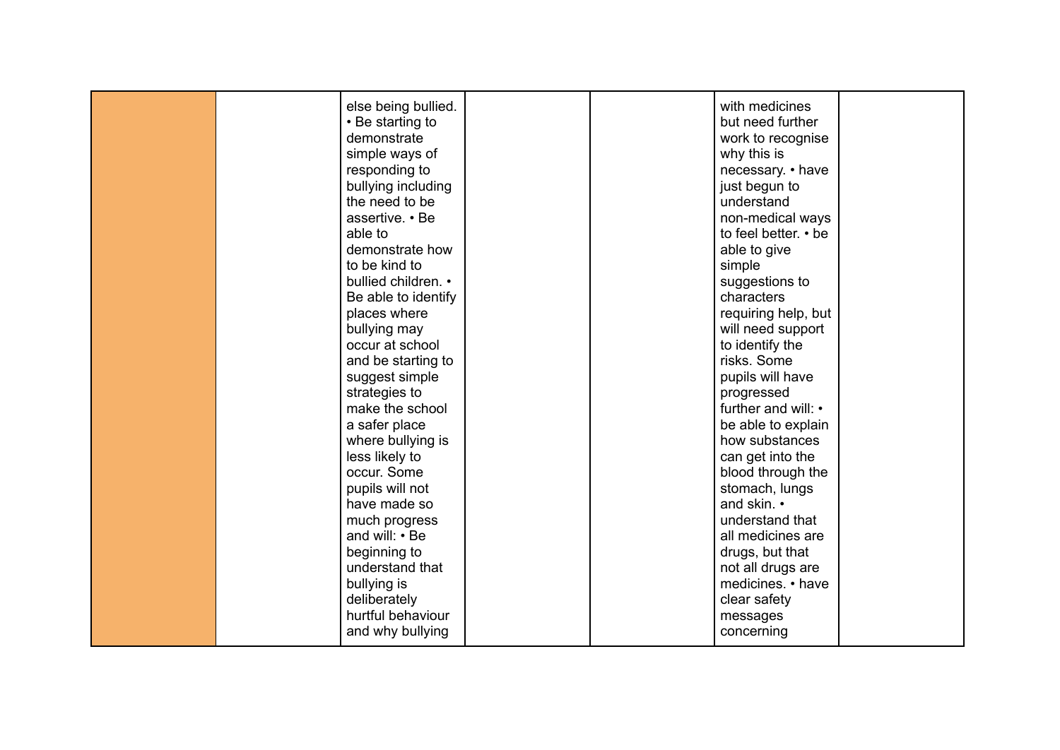|  |  |  |  |  |  |  |
|---|---|---|---|---|---|---|
|  |  | else being bullied. • Be starting to demonstrate simple ways of responding to bullying including the need to be assertive. • Be able to demonstrate how to be kind to bullied children. • Be able to identify places where bullying may occur at school and be starting to suggest simple strategies to make the school a safer place where bullying is less likely to occur. Some pupils will not have made so much progress and will: • Be beginning to understand that bullying is deliberately hurtful behaviour and why bullying |  |  | with medicines but need further work to recognise why this is necessary. • have just begun to understand non-medical ways to feel better. • be able to give simple suggestions to characters requiring help, but will need support to identify the risks. Some pupils will have progressed further and will: • be able to explain how substances can get into the blood through the stomach, lungs and skin. • understand that all medicines are drugs, but that not all drugs are medicines. • have clear safety messages concerning |  |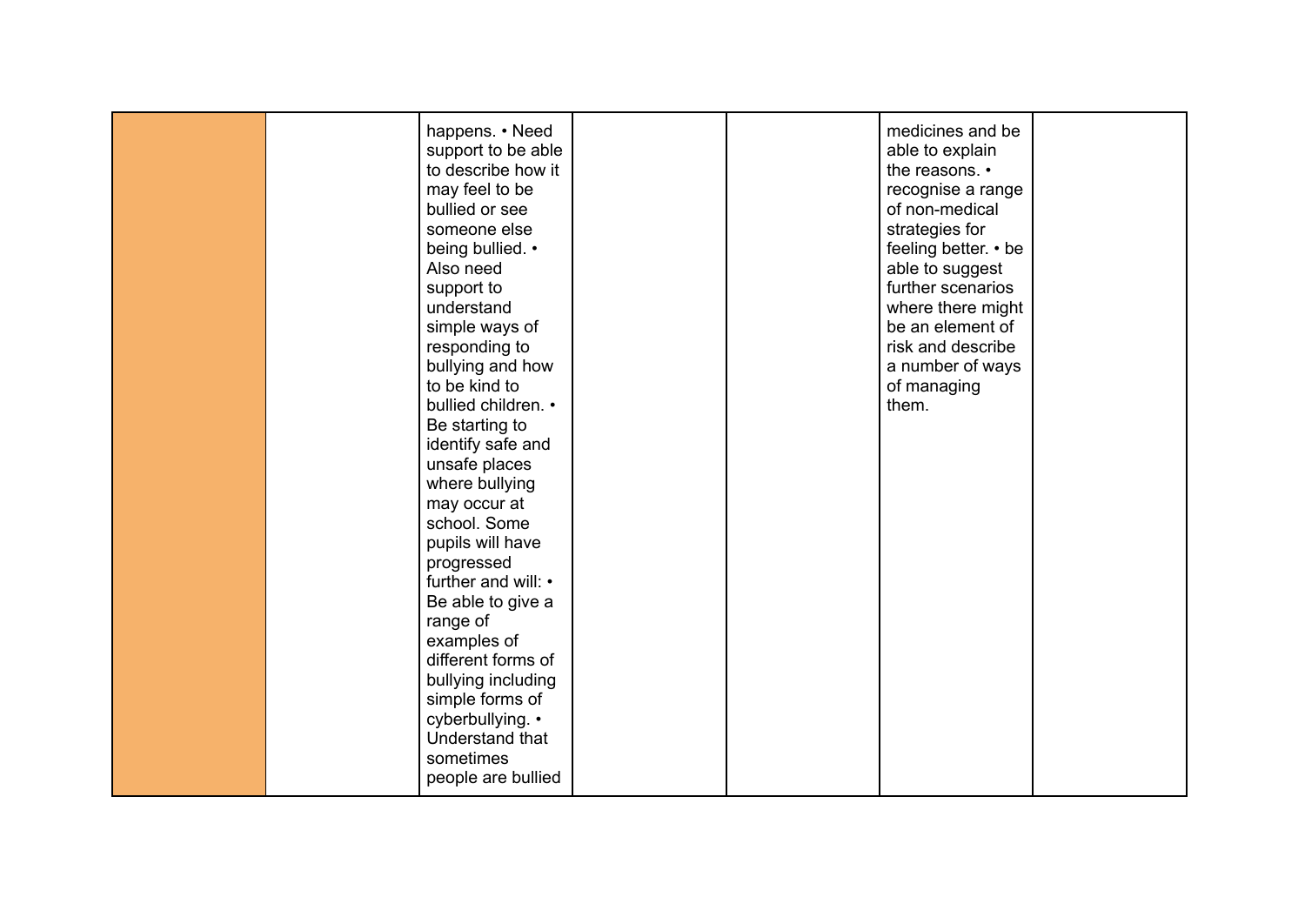| | | | | | | |
|---|---|---|---|---|---|---|
| | | happens. • Need support to be able to describe how it may feel to be bullied or see someone else being bullied. • Also need support to understand simple ways of responding to bullying and how to be kind to bullied children. • Be starting to identify safe and unsafe places where bullying may occur at school. Some pupils will have progressed further and will: • Be able to give a range of examples of different forms of bullying including simple forms of cyberbullying. • Understand that sometimes people are bullied | | | medicines and be able to explain the reasons. • recognise a range of non-medical strategies for feeling better. • be able to suggest further scenarios where there might be an element of risk and describe a number of ways of managing them. | |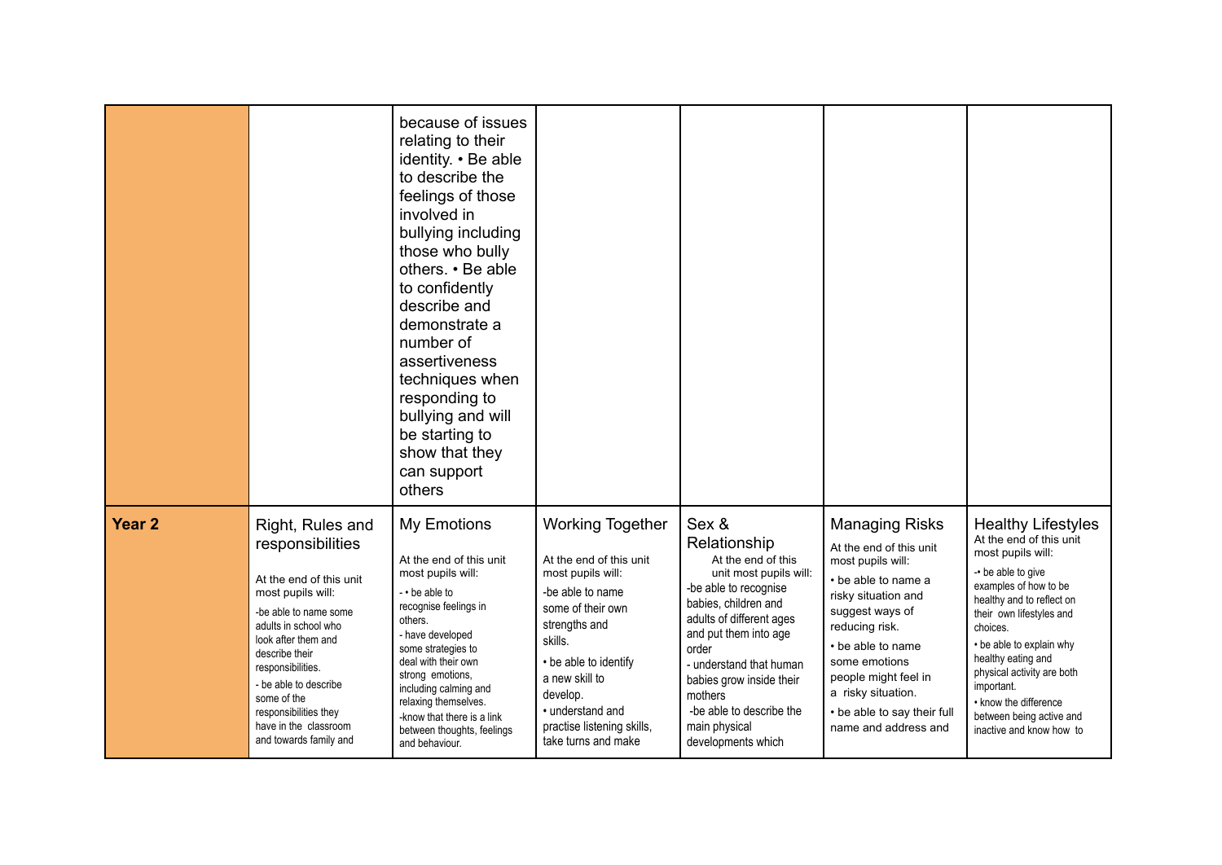| | | | | | | |
|---|---|---|---|---|---|---|
| | | because of issues relating to their identity. • Be able to describe the feelings of those involved in bullying including those who bully others. • Be able to confidently describe and demonstrate a number of assertiveness techniques when responding to bullying and will be starting to show that they can support others | | | | |
| **Year 2** | Right, Rules and responsibilities<br><br>At the end of this unit most pupils will:<br>-be able to name some adults in school who look after them and describe their responsibilities.<br>- be able to describe some of the responsibilities they have in the classroom and towards family and | My Emotions<br><br>At the end of this unit most pupils will:<br>- • be able to recognise feelings in others.<br>- have developed some strategies to deal with their own strong emotions, including calming and relaxing themselves.<br>-know that there is a link between thoughts, feelings and behaviour. | Working Together<br><br>At the end of this unit most pupils will:<br>-be able to name some of their own strengths and skills.<br>• be able to identify a new skill to develop.<br>• understand and practise listening skills, take turns and make | Sex & Relationship<br>At the end of this unit most pupils will:<br>-be able to recognise babies, children and adults of different ages and put them into age order<br>- understand that human babies grow inside their mothers<br>-be able to describe the main physical developments which | Managing Risks<br>At the end of this unit most pupils will:<br>• be able to name a risky situation and suggest ways of reducing risk.<br>• be able to name some emotions people might feel in a risky situation.<br>• be able to say their full name and address and | Healthy Lifestyles<br>At the end of this unit most pupils will:<br>-• be able to give examples of how to be healthy and to reflect on their own lifestyles and choices.<br>• be able to explain why healthy eating and physical activity are both important.<br>• know the difference between being active and inactive and know how to |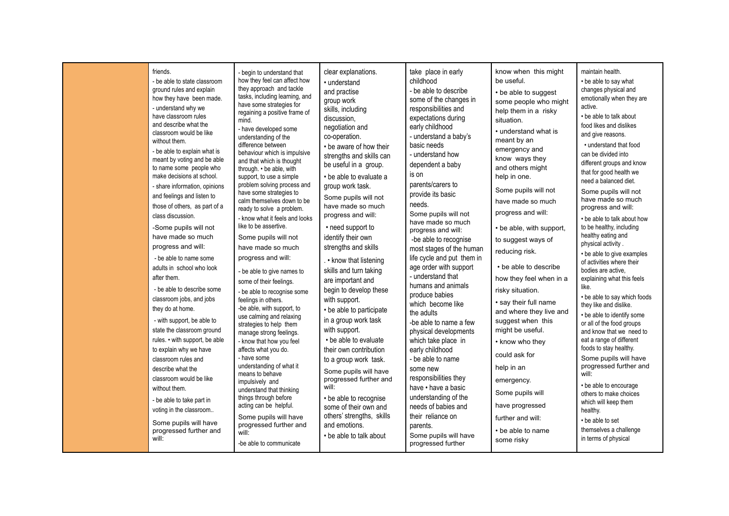| | | | | | | |
|---|---|---|---|---|---|---|
| | friends.<br>- be able to state classroom ground rules and explain how they have been made.<br>- understand why we have classroom rules and describe what the classroom would be like without them.<br>- be able to explain what is meant by voting and be able to name some people who make decisions at school.<br>- share information, opinions and feelings and listen to those of others, as part of a class discussion.<br>-Some pupils will not have made so much progress and will:<br>- be able to name some adults in school who look after them.<br>- be able to describe some classroom jobs, and jobs they do at home.<br>- with support, be able to state the classroom ground rules. • with support, be able to explain why we have classroom rules and describe what the classroom would be like without them.<br>- be able to take part in voting in the classroom..<br>Some pupils will have progressed further and will: | - begin to understand that how they feel can affect how they approach and tackle tasks, including learning, and have some strategies for regaining a positive frame of mind.<br>- have developed some understanding of the difference between behaviour which is impulsive and that which is thought through. • be able, with support, to use a simple problem solving process and have some strategies to calm themselves down to be ready to solve a problem.<br>- know what it feels and looks like to be assertive.<br>Some pupils will not have made so much progress and will:<br>- be able to give names to some of their feelings.<br>- be able to recognise some feelings in others.<br>-be able, with support, to use calming and relaxing strategies to help them manage strong feelings.<br>- know that how you feel affects what you do.<br>- have some understanding of what it means to behave impulsively and understand that thinking things through before acting can be helpful.<br>Some pupils will have progressed further and will:<br>-be able to communicate | clear explanations.<br>• understand and practise group work skills, including discussion, negotiation and co-operation.<br>• be aware of how their strengths and skills can be useful in a group.<br>• be able to evaluate a group work task.<br>Some pupils will not have made so much progress and will:<br>• need support to identify their own strengths and skills<br>. • know that listening skills and turn taking are important and begin to develop these with support.<br>• be able to participate in a group work task with support.<br>• be able to evaluate their own contribution to a group work task.<br>Some pupils will have progressed further and will:<br>• be able to recognise some of their own and others' strengths, skills and emotions.<br>• be able to talk about | take place in early childhood<br>- be able to describe some of the changes in responsibilities and expectations during early childhood<br>- understand a baby's basic needs<br>- understand how dependent a baby is on parents/carers to provide its basic needs.<br>Some pupils will not have made so much progress and will:<br>-be able to recognise most stages of the human life cycle and put them in age order with support<br>- understand that humans and animals produce babies which become like the adults<br>-be able to name a few physical developments which take place in early childhood<br>- be able to name some new responsibilities they have • have a basic understanding of the needs of babies and their reliance on parents.<br>Some pupils will have progressed further | know when this might be useful.<br>• be able to suggest some people who might help them in a risky situation.<br>• understand what is meant by an emergency and know ways they and others might help in one.<br>Some pupils will not have made so much progress and will:<br>• be able, with support, to suggest ways of reducing risk.<br>• be able to describe how they feel when in a risky situation.<br>• say their full name and where they live and suggest when this might be useful.<br>• know who they could ask for help in an emergency.<br>Some pupils will have progressed further and will:<br>• be able to name some risky | maintain health.<br>• be able to say what changes physical and emotionally when they are active.<br>• be able to talk about food likes and dislikes and give reasons.<br>• understand that food can be divided into different groups and know that for good health we need a balanced diet.<br>Some pupils will not have made so much progress and will:<br>• be able to talk about how to be healthy, including healthy eating and physical activity .<br>• be able to give examples of activities where their bodies are active, explaining what this feels like.<br>• be able to say which foods they like and dislike.<br>• be able to identify some or all of the food groups and know that we need to eat a range of different foods to stay healthy.<br>Some pupils will have progressed further and will:<br>• be able to encourage others to make choices which will keep them healthy.<br>• be able to set themselves a challenge in terms of physical |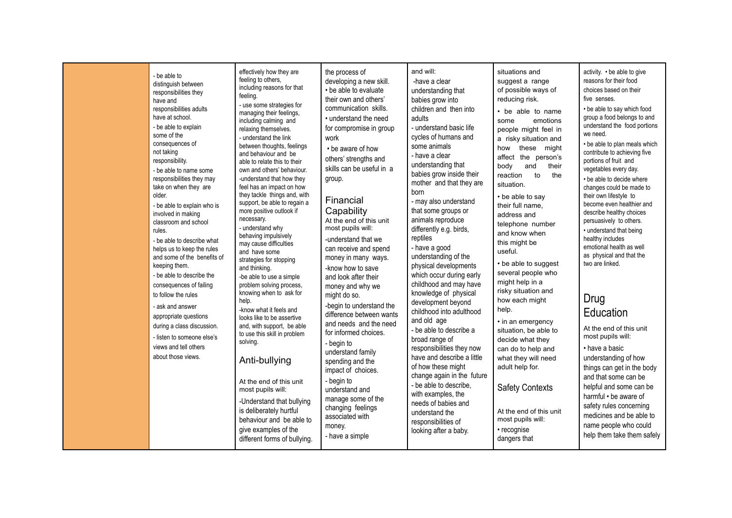| | | | | | | |
|---|---|---|---|---|---|---|
| | - be able to distinguish between responsibilities they have and responsibilities adults have at school.<br>- be able to explain some of the consequences of not taking responsibility.<br>- be able to name some responsibilities they may take on when they are older.<br>- be able to explain who is involved in making classroom and school rules.<br>- be able to describe what helps us to keep the rules and some of the benefits of keeping them.<br>- be able to describe the consequences of failing to follow the rules<br>- ask and answer appropriate questions during a class discussion.<br>- listen to someone else's views and tell others about those views. | effectively how they are feeling to others, including reasons for that feeling.<br>- use some strategies for managing their feelings, including calming and relaxing themselves.<br>- understand the link between thoughts, feelings and behaviour and be able to relate this to their own and others' behaviour.<br>-understand that how they feel has an impact on how they tackle things and, with support, be able to regain a more positive outlook if necessary.<br>- understand why behaving impulsively may cause difficulties and have some strategies for stopping and thinking.<br>-be able to use a simple problem solving process, knowing when to ask for help.<br>-know what it feels and looks like to be assertive and, with support, be able to use this skill in problem solving.<br><br>**Anti-bullying**<br><br>At the end of this unit most pupils will:<br>-Understand that bullying is deliberately hurtful behaviour and be able to give examples of the different forms of bullying. | the process of developing a new skill.<br>• be able to evaluate their own and others' communication skills.<br>• understand the need for compromise in group work<br>• be aware of how others' strengths and skills can be useful in a group.<br><br>**Financial Capability**<br>At the end of this unit most pupils will:<br>-understand that we can receive and spend money in many ways.<br>-know how to save and look after their money and why we might do so.<br>-begin to understand the difference between wants and needs and the need for informed choices.<br>- begin to understand family spending and the impact of choices.<br>- begin to understand and manage some of the changing feelings associated with money.<br>- have a simple | and will:<br>-have a clear understanding that babies grow into children and then into adults<br>- understand basic life cycles of humans and some animals<br>- have a clear understanding that babies grow inside their mother and that they are born<br>- may also understand that some groups or animals reproduce differently e.g. birds, reptiles<br>- have a good understanding of the physical developments which occur during early childhood and may have knowledge of physical development beyond childhood into adulthood and old age<br>- be able to describe a broad range of responsibilities they now have and describe a little of how these might change again in the future<br>- be able to describe, with examples, the needs of babies and understand the responsibilities of looking after a baby. | situations and suggest a range of possible ways of reducing risk.<br>• be able to name some emotions people might feel in a risky situation and how these might affect the person's body and their reaction to the situation.<br>• be able to say their full name, address and telephone number and know when this might be useful.<br>• be able to suggest several people who might help in a risky situation and how each might help.<br>• in an emergency situation, be able to decide what they can do to help and what they will need adult help for.<br><br>**Safety Contexts**<br><br>At the end of this unit most pupils will:<br>• recognise dangers that | activity. • be able to give reasons for their food choices based on their five senses.<br>• be able to say which food group a food belongs to and understand the food portions we need.<br>• be able to plan meals which contribute to achieving five portions of fruit and vegetables every day.<br>• be able to decide where changes could be made to their own lifestyle to become even healthier and describe healthy choices persuasively to others.<br>• understand that being healthy includes emotional health as well as physical and that the two are linked.<br><br>**Drug Education**<br><br>At the end of this unit most pupils will:<br>• have a basic understanding of how things can get in the body and that some can be helpful and some can be harmful • be aware of safety rules concerning medicines and be able to name people who could help them take them safely |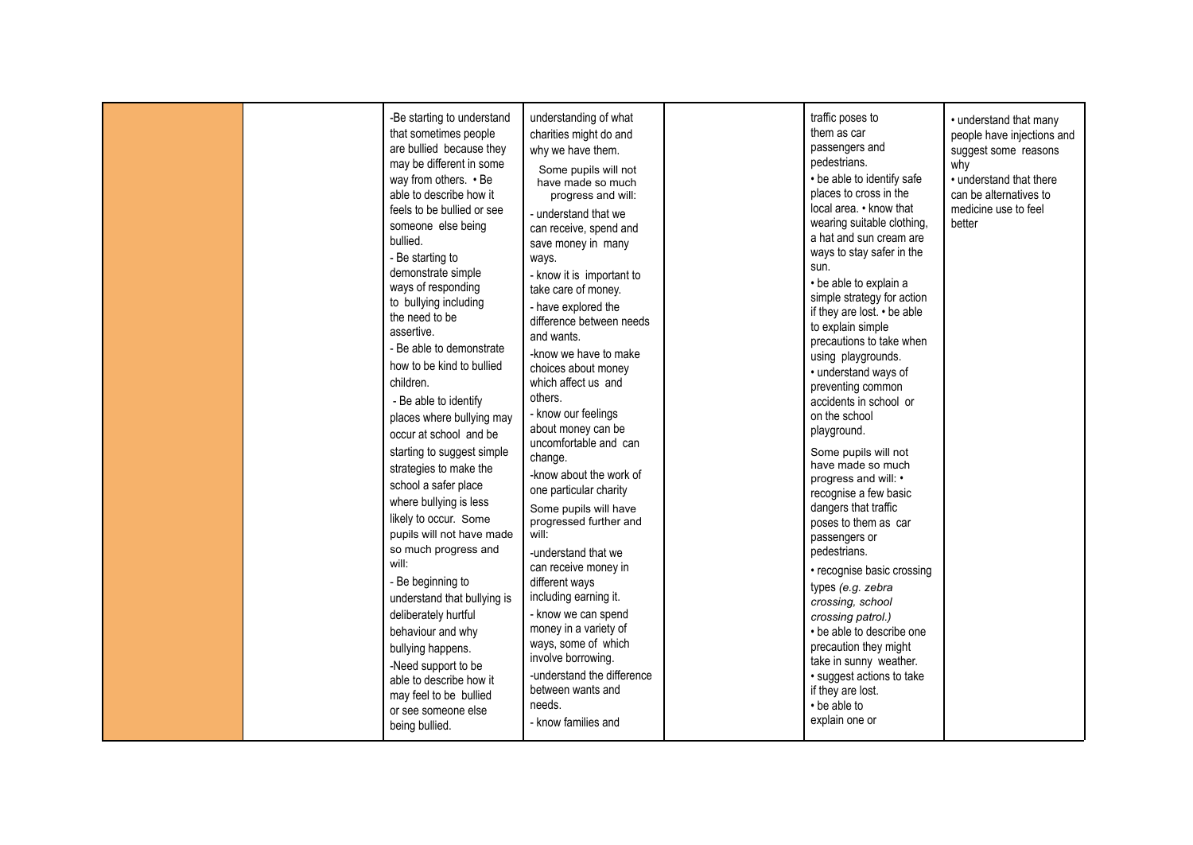| | | | | | | |
|---|---|---|---|---|---|---|
| | | -Be starting to understand that sometimes people are bullied because they may be different in some way from others. • Be able to describe how it feels to be bullied or see someone else being bullied.<br>- Be starting to demonstrate simple ways of responding to bullying including the need to be assertive.<br>- Be able to demonstrate how to be kind to bullied children.<br>- Be able to identify places where bullying may occur at school and be starting to suggest simple strategies to make the school a safer place where bullying is less likely to occur. Some pupils will not have made so much progress and will:<br>- Be beginning to understand that bullying is deliberately hurtful behaviour and why bullying happens.<br>-Need support to be able to describe how it may feel to be bullied or see someone else being bullied. | understanding of what charities might do and why we have them.<br>Some pupils will not have made so much progress and will:<br>- understand that we can receive, spend and save money in many ways.<br>- know it is important to take care of money.<br>- have explored the difference between needs and wants.<br>-know we have to make choices about money which affect us and others.<br>- know our feelings about money can be uncomfortable and can change.<br>-know about the work of one particular charity<br>Some pupils will have progressed further and will:<br>-understand that we can receive money in different ways including earning it.<br>- know we can spend money in a variety of ways, some of which involve borrowing.<br>-understand the difference between wants and needs.<br>- know families and | | traffic poses to them as car passengers and pedestrians.<br>• be able to identify safe places to cross in the local area. • know that wearing suitable clothing, a hat and sun cream are ways to stay safer in the sun.<br>• be able to explain a simple strategy for action if they are lost. • be able to explain simple precautions to take when using playgrounds.<br>• understand ways of preventing common accidents in school or on the school playground.<br>Some pupils will not have made so much progress and will: • recognise a few basic dangers that traffic poses to them as car passengers or pedestrians.<br>• recognise basic crossing types *(e.g. zebra crossing, school crossing patrol.)*<br>• be able to describe one precaution they might take in sunny weather.<br>• suggest actions to take if they are lost.<br>• be able to explain one or | • understand that many people have injections and suggest some reasons why<br>• understand that there can be alternatives to medicine use to feel better |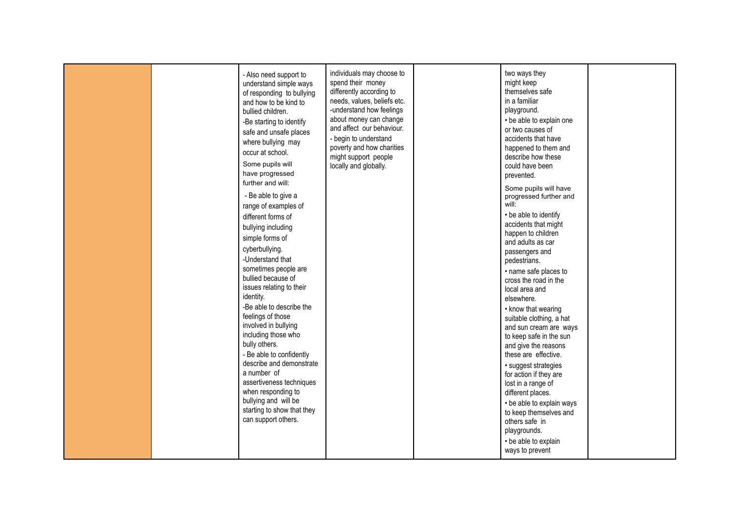| | | | | | | |
|---|---|---|---|---|---|---|
| | | - Also need support to understand simple ways of responding to bullying and how to be kind to bullied children.<br>-Be starting to identify safe and unsafe places where bullying may occur at school.<br>Some pupils will have progressed further and will:<br>- Be able to give a range of examples of different forms of bullying including simple forms of cyberbullying.<br>-Understand that sometimes people are bullied because of issues relating to their identity.<br>-Be able to describe the feelings of those involved in bullying including those who bully others.<br>- Be able to confidently describe and demonstrate a number of assertiveness techniques when responding to bullying and will be starting to show that they can support others. | individuals may choose to spend their money differently according to needs, values, beliefs etc.<br>-understand how feelings about money can change and affect our behaviour.<br>- begin to understand poverty and how charities might support people locally and globally. | | two ways they might keep themselves safe in a familiar playground.<br>• be able to explain one or two causes of accidents that have happened to them and describe how these could have been prevented.<br>Some pupils will have progressed further and will:<br>• be able to identify accidents that might happen to children and adults as car passengers and pedestrians.<br>• name safe places to cross the road in the local area and elsewhere.<br>• know that wearing suitable clothing, a hat and sun cream are ways to keep safe in the sun and give the reasons these are effective.<br>• suggest strategies for action if they are lost in a range of different places.<br>• be able to explain ways to keep themselves and others safe in playgrounds.<br>• be able to explain ways to prevent | |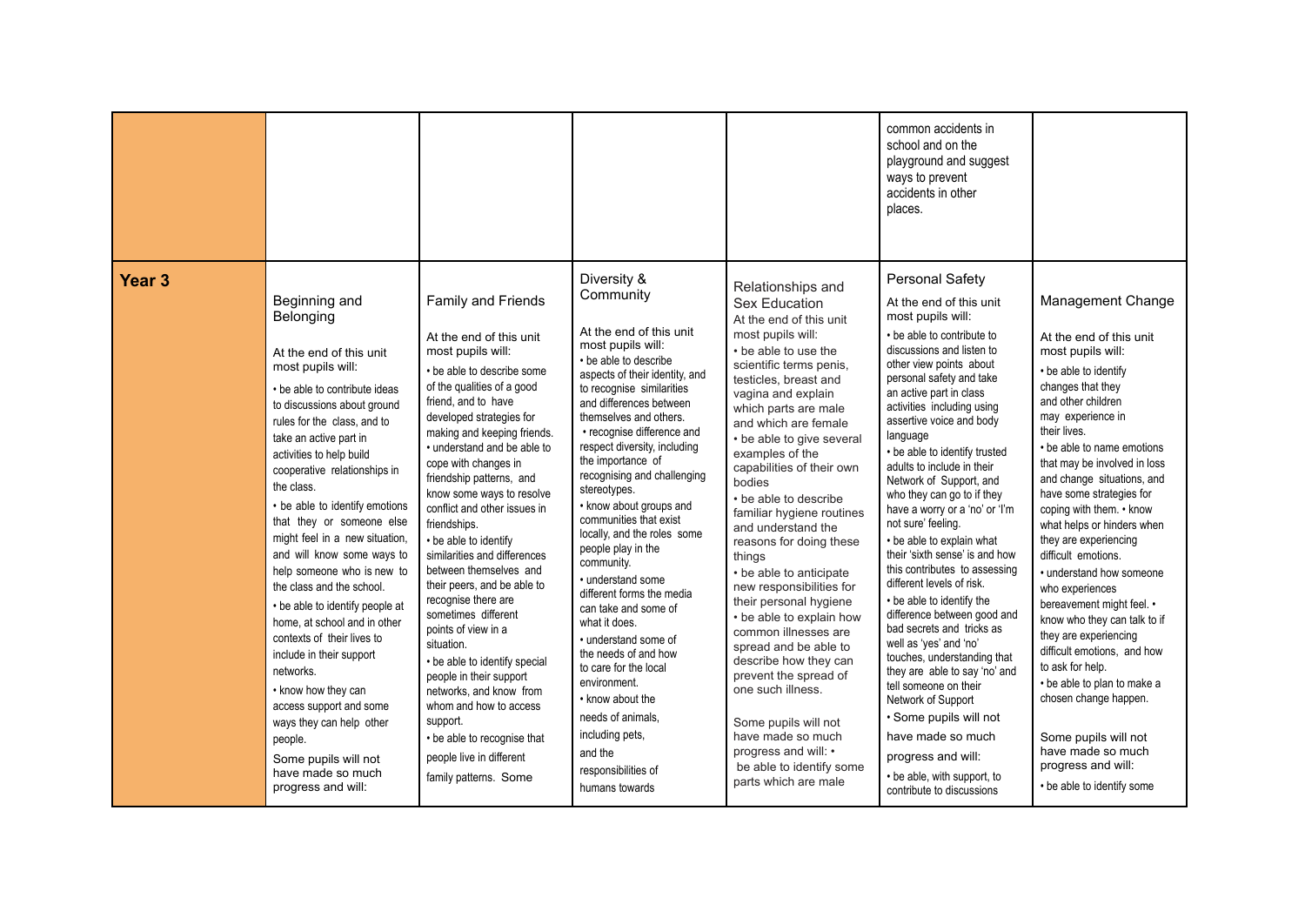| | | | | | | |
|---|---|---|---|---|---|---|
| | | | | | common accidents in school and on the playground and suggest ways to prevent accidents in other places. | |
| **Year 3** | Beginning and Belonging<br><br>At the end of this unit most pupils will:<br>• be able to contribute ideas to discussions about ground rules for the class, and to take an active part in activities to help build cooperative relationships in the class.<br>• be able to identify emotions that they or someone else might feel in a new situation, and will know some ways to help someone who is new to the class and the school.<br>• be able to identify people at home, at school and in other contexts of their lives to include in their support networks.<br>• know how they can access support and some ways they can help other people.<br>Some pupils will not have made so much progress and will: | Family and Friends<br><br>At the end of this unit most pupils will:<br>• be able to describe some of the qualities of a good friend, and to have developed strategies for making and keeping friends.<br>• understand and be able to cope with changes in friendship patterns, and know some ways to resolve conflict and other issues in friendships.<br>• be able to identify similarities and differences between themselves and their peers, and be able to recognise there are sometimes different points of view in a situation.<br>• be able to identify special people in their support networks, and know from whom and how to access support.<br>• be able to recognise that people live in different family patterns. Some | Diversity & Community<br><br>At the end of this unit most pupils will:<br>• be able to describe aspects of their identity, and to recognise similarities and differences between themselves and others.<br>• recognise difference and respect diversity, including the importance of recognising and challenging stereotypes.<br>• know about groups and communities that exist locally, and the roles some people play in the community.<br>• understand some different forms the media can take and some of what it does.<br>• understand some of the needs of and how to care for the local environment.<br>• know about the needs of animals, including pets, and the responsibilities of humans towards | Relationships and Sex Education<br>At the end of this unit most pupils will:<br>• be able to use the scientific terms penis, testicles, breast and vagina and explain which parts are male and which are female<br>• be able to give several examples of the capabilities of their own bodies<br>• be able to describe familiar hygiene routines and understand the reasons for doing these things<br>• be able to anticipate new responsibilities for their personal hygiene<br>• be able to explain how common illnesses are spread and be able to describe how they can prevent the spread of one such illness.<br><br>Some pupils will not have made so much progress and will: •<br>be able to identify some parts which are male | Personal Safety<br>At the end of this unit most pupils will:<br>• be able to contribute to discussions and listen to other view points about personal safety and take an active part in class activities including using assertive voice and body language<br>• be able to identify trusted adults to include in their Network of Support, and who they can go to if they have a worry or a 'no' or 'I'm not sure' feeling.<br>• be able to explain what their 'sixth sense' is and how this contributes to assessing different levels of risk.<br>• be able to identify the difference between good and bad secrets and tricks as well as 'yes' and 'no' touches, understanding that they are able to say 'no' and tell someone on their Network of Support<br>• Some pupils will not have made so much progress and will:<br>• be able, with support, to contribute to discussions | Management Change<br><br>At the end of this unit most pupils will:<br>• be able to identify changes that they and other children may experience in their lives.<br>• be able to name emotions that may be involved in loss and change situations, and have some strategies for coping with them. • know what helps or hinders when they are experiencing difficult emotions.<br>• understand how someone who experiences bereavement might feel. • know who they can talk to if they are experiencing difficult emotions, and how to ask for help.<br>• be able to plan to make a chosen change happen.<br><br>Some pupils will not have made so much progress and will:<br>• be able to identify some |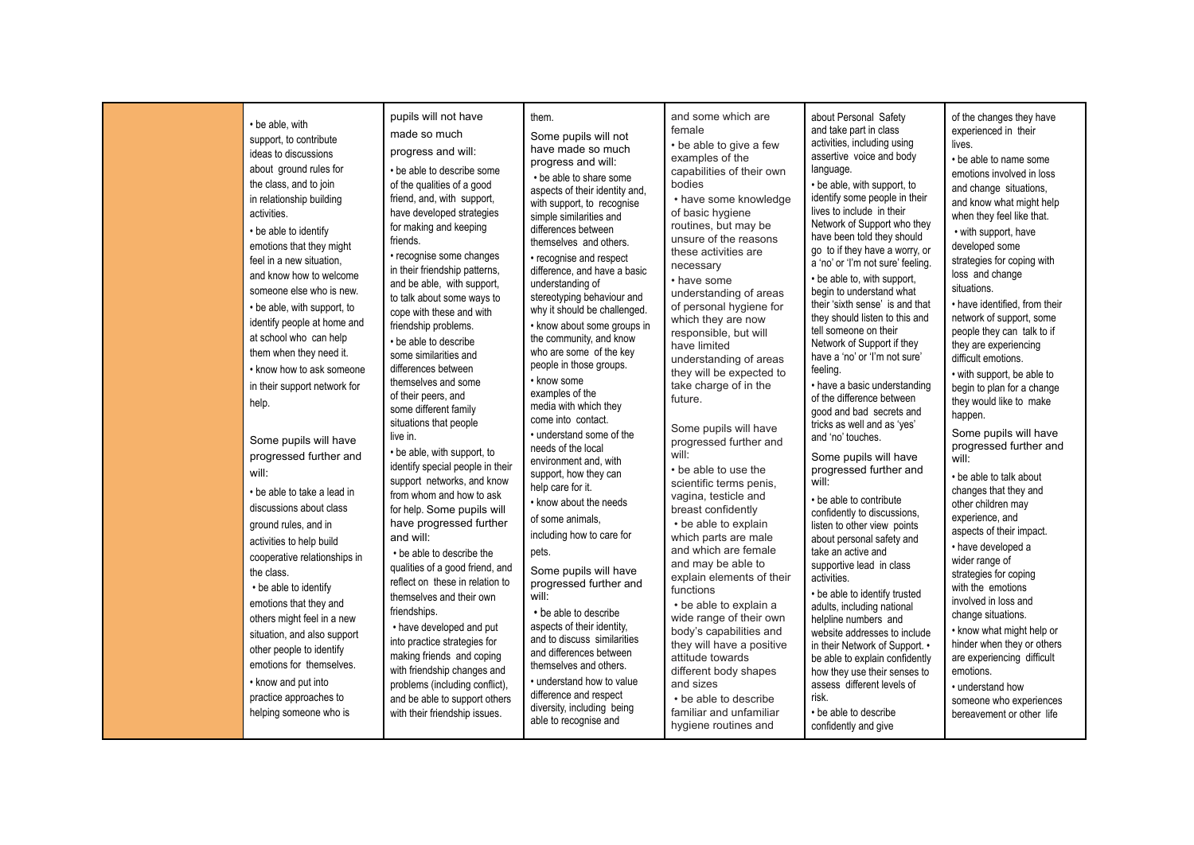| | | | | | | |
|---|---|---|---|---|---|---|
| | • be able, with support, to contribute ideas to discussions about ground rules for the class, and to join in relationship building activities.<br>• be able to identify emotions that they might feel in a new situation, and know how to welcome someone else who is new.<br>• be able, with support, to identify people at home and at school who can help them when they need it.<br>• know how to ask someone in their support network for help.<br><br>Some pupils will have progressed further and will:<br>• be able to take a lead in discussions about class ground rules, and in activities to help build cooperative relationships in the class.<br>• be able to identify emotions that they and others might feel in a new situation, and also support other people to identify emotions for themselves.<br>• know and put into practice approaches to helping someone who is | pupils will not have made so much progress and will:<br>• be able to describe some of the qualities of a good friend, and, with support, have developed strategies for making and keeping friends.<br>• recognise some changes in their friendship patterns, and be able, with support, to talk about some ways to cope with these and with friendship problems.<br>• be able to describe some similarities and differences between themselves and some of their peers, and some different family situations that people live in.<br>• be able, with support, to identify special people in their support networks, and know from whom and how to ask for help. Some pupils will have progressed further and will:<br>• be able to describe the qualities of a good friend, and reflect on these in relation to themselves and their own friendships.<br>• have developed and put into practice strategies for making friends and coping with friendship changes and problems (including conflict), and be able to support others with their friendship issues. | them.<br>Some pupils will not have made so much progress and will:<br>• be able to share some aspects of their identity and, with support, to recognise simple similarities and differences between themselves and others.<br>• recognise and respect difference, and have a basic understanding of stereotyping behaviour and why it should be challenged.<br>• know about some groups in the community, and know who are some of the key people in those groups.<br>• know some examples of the media with which they come into contact.<br>• understand some of the needs of the local environment and, with support, how they can help care for it.<br>• know about the needs of some animals, including how to care for pets.<br><br>Some pupils will have progressed further and will:<br>• be able to describe aspects of their identity, and to discuss similarities and differences between themselves and others.<br>• understand how to value difference and respect diversity, including being able to recognise and | and some which are female<br>• be able to give a few examples of the capabilities of their own bodies<br>• have some knowledge of basic hygiene routines, but may be unsure of the reasons these activities are necessary<br>• have some understanding of areas of personal hygiene for which they are now responsible, but will have limited understanding of areas they will be expected to take charge of in the future.<br><br>Some pupils will have progressed further and will:<br>• be able to use the scientific terms penis, vagina, testicle and breast confidently<br>• be able to explain which parts are male and which are female and may be able to explain elements of their functions<br>• be able to explain a wide range of their own body's capabilities and they will have a positive attitude towards different body shapes and sizes<br>• be able to describe familiar and unfamiliar hygiene routines and | about Personal Safety and take part in class activities, including using assertive voice and body language.<br>• be able, with support, to identify some people in their lives to include in their Network of Support who they have been told they should go to if they have a worry, or a 'no' or 'I'm not sure' feeling.<br>• be able to, with support, begin to understand what their 'sixth sense' is and that they should listen to this and tell someone on their Network of Support if they have a 'no' or 'I'm not sure' feeling.<br>• have a basic understanding of the difference between good and bad secrets and tricks as well as 'yes' and 'no' touches.<br><br>Some pupils will have progressed further and will:<br>• be able to contribute confidently to discussions, listen to other view points about personal safety and take an active and supportive lead in class activities.<br>• be able to identify trusted adults, including national helpline numbers and website addresses to include in their Network of Support. • be able to explain confidently how they use their senses to assess different levels of risk.<br>• be able to describe confidently and give | of the changes they have experienced in their lives.<br>• be able to name some emotions involved in loss and change situations, and know what might help when they feel like that.<br>• with support, have developed some strategies for coping with loss and change situations.<br>• have identified, from their network of support, some people they can talk to if they are experiencing difficult emotions.<br>• with support, be able to begin to plan for a change they would like to make happen.<br><br>Some pupils will have progressed further and will:<br>• be able to talk about changes that they and other children may experience, and aspects of their impact.<br>• have developed a wider range of strategies for coping with the emotions involved in loss and change situations.<br>• know what might help or hinder when they or others are experiencing difficult emotions.<br>• understand how someone who experiences bereavement or other life |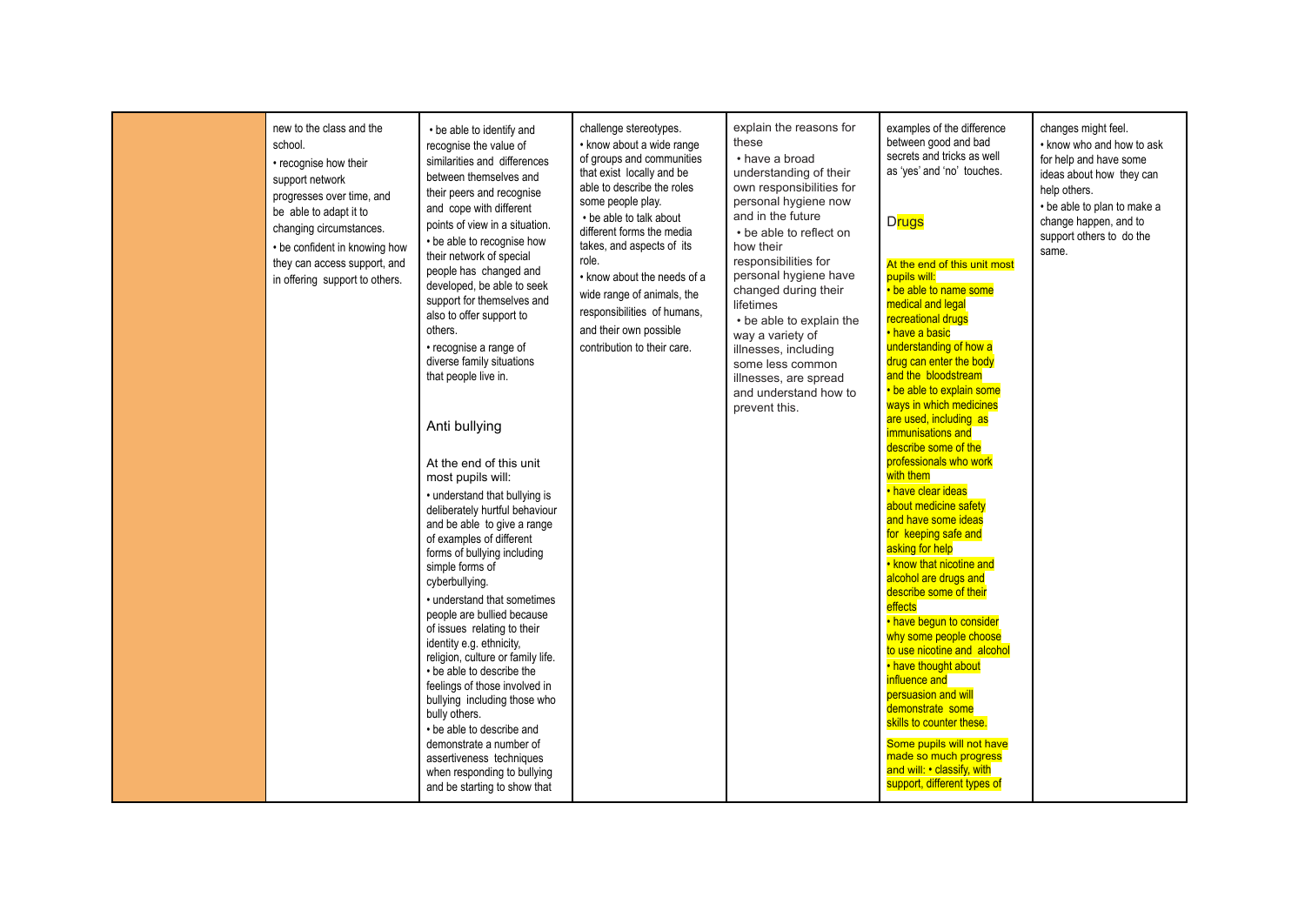| | | | | | | |
|---|---|---|---|---|---|---|
| | new to the class and the school.<br>• recognise how their support network progresses over time, and be able to adapt it to changing circumstances.<br>• be confident in knowing how they can access support, and in offering support to others. | • be able to identify and recognise the value of similarities and differences between themselves and their peers and recognise and cope with different points of view in a situation.<br>• be able to recognise how their network of special people has changed and developed, be able to seek support for themselves and also to offer support to others.<br>• recognise a range of diverse family situations that people live in.<br><br>Anti bullying<br><br>At the end of this unit most pupils will:<br>• understand that bullying is deliberately hurtful behaviour and be able to give a range of examples of different forms of bullying including simple forms of cyberbullying.<br>• understand that sometimes people are bullied because of issues relating to their identity e.g. ethnicity, religion, culture or family life.<br>• be able to describe the feelings of those involved in bullying including those who bully others.<br>• be able to describe and demonstrate a number of assertiveness techniques when responding to bullying and be starting to show that | challenge stereotypes.<br>• know about a wide range of groups and communities that exist locally and be able to describe the roles some people play.<br>• be able to talk about different forms the media takes, and aspects of its role.<br>• know about the needs of a wide range of animals, the responsibilities of humans, and their own possible contribution to their care. | explain the reasons for these<br>• have a broad understanding of their own responsibilities for personal hygiene now and in the future<br>• be able to reflect on how their responsibilities for personal hygiene have changed during their lifetimes<br>• be able to explain the way a variety of illnesses, including some less common illnesses, are spread and understand how to prevent this. | examples of the difference between good and bad secrets and tricks as well as 'yes' and 'no' touches.<br><br>Drugs<br><br>At the end of this unit most pupils will:<br>• be able to name some medical and legal recreational drugs<br>• have a basic understanding of how a drug can enter the body and the bloodstream<br>• be able to explain some ways in which medicines are used, including as immunisations and describe some of the professionals who work with them<br>• have clear ideas about medicine safety and have some ideas for keeping safe and asking for help<br>• know that nicotine and alcohol are drugs and describe some of their effects<br>• have begun to consider why some people choose to use nicotine and alcohol<br>• have thought about influence and persuasion and will demonstrate some skills to counter these.<br><br>Some pupils will not have made so much progress and will: • classify, with support, different types of | changes might feel.<br>• know who and how to ask for help and have some ideas about how they can help others.<br>• be able to plan to make a change happen, and to support others to do the same. |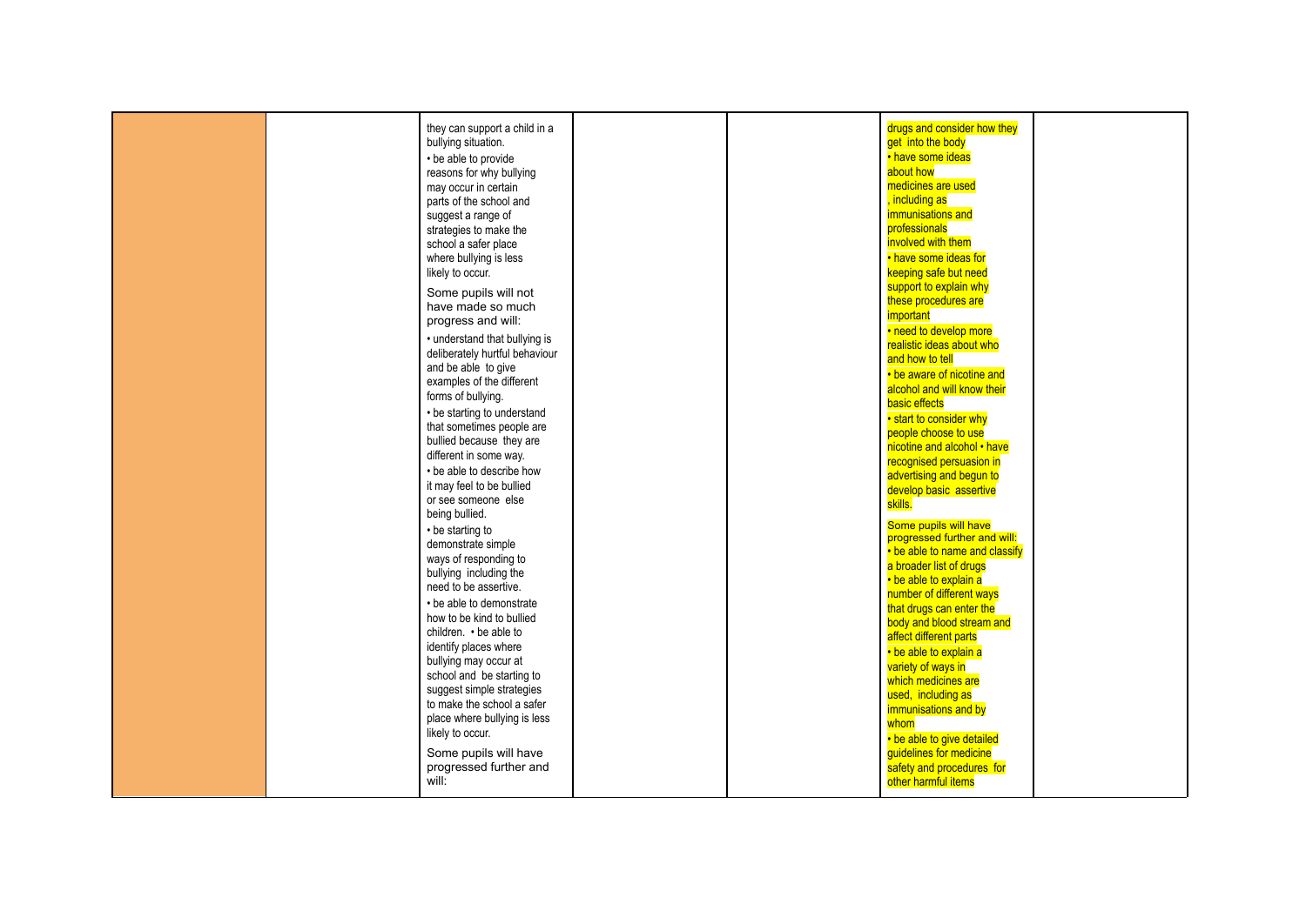|  |  |  |  |  |  |  |
|---|---|---|---|---|---|---|
|  |  | they can support a child in a bullying situation.<br>• be able to provide reasons for why bullying may occur in certain parts of the school and suggest a range of strategies to make the school a safer place where bullying is less likely to occur.<br>Some pupils will not have made so much progress and will:<br>• understand that bullying is deliberately hurtful behaviour and be able to give examples of the different forms of bullying.<br>• be starting to understand that sometimes people are bullied because they are different in some way.<br>• be able to describe how it may feel to be bullied or see someone else being bullied.<br>• be starting to demonstrate simple ways of responding to bullying including the need to be assertive.<br>• be able to demonstrate how to be kind to bullied children. • be able to identify places where bullying may occur at school and be starting to suggest simple strategies to make the school a safer place where bullying is less likely to occur.<br>Some pupils will have progressed further and will: |  |  | drugs and consider how they get into the body<br>• have some ideas about how medicines are used , including as immunisations and professionals involved with them<br>• have some ideas for keeping safe but need support to explain why these procedures are important<br>• need to develop more realistic ideas about who and how to tell<br>• be aware of nicotine and alcohol and will know their basic effects<br>• start to consider why people choose to use nicotine and alcohol • have recognised persuasion in advertising and begun to develop basic assertive skills.<br>Some pupils will have progressed further and will:<br>• be able to name and classify a broader list of drugs<br>• be able to explain a number of different ways that drugs can enter the body and blood stream and affect different parts<br>• be able to explain a variety of ways in which medicines are used, including as immunisations and by whom<br>• be able to give detailed guidelines for medicine safety and procedures for other harmful items |  |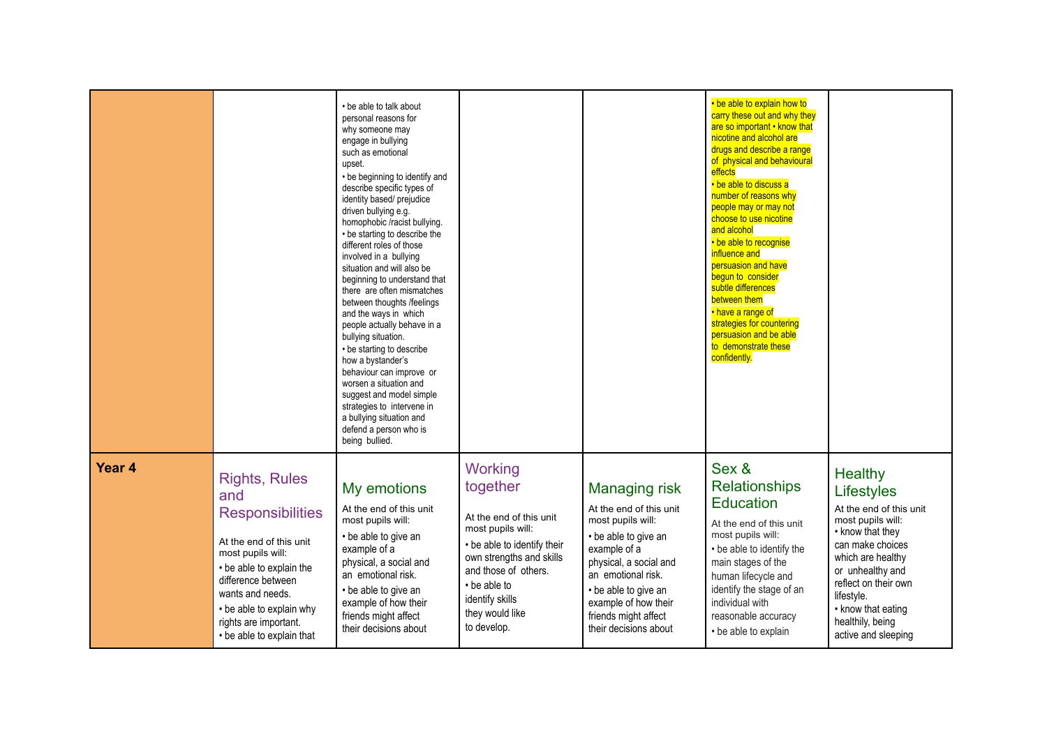| | | | | | | |
|---|---|---|---|---|---|---|
| | | • be able to talk about personal reasons for why someone may engage in bullying such as emotional upset. • be beginning to identify and describe specific types of identity based/ prejudice driven bullying e.g. homophobic /racist bullying. • be starting to describe the different roles of those involved in a bullying situation and will also be beginning to understand that there are often mismatches between thoughts /feelings and the ways in which people actually behave in a bullying situation. • be starting to describe how a bystander's behaviour can improve or worsen a situation and suggest and model simple strategies to intervene in a bullying situation and defend a person who is being bullied. | | | • be able to explain how to carry these out and why they are so important • know that nicotine and alcohol are drugs and describe a range of physical and behavioural effects • be able to discuss a number of reasons why people may or may not choose to use nicotine and alcohol • be able to recognise influence and persuasion and have begun to consider subtle differences between them • have a range of strategies for countering persuasion and be able to demonstrate these confidently. | |
| **Year 4** | Rights, Rules and Responsibilities<br><br>At the end of this unit most pupils will: • be able to explain the difference between wants and needs. • be able to explain why rights are important. • be able to explain that | My emotions<br><br>At the end of this unit most pupils will: • be able to give an example of a physical, a social and an emotional risk. • be able to give an example of how their friends might affect their decisions about | Working together<br><br>At the end of this unit most pupils will: • be able to identify their own strengths and skills and those of others. • be able to identify skills they would like to develop. | Managing risk<br><br>At the end of this unit most pupils will: • be able to give an example of a physical, a social and an emotional risk. • be able to give an example of how their friends might affect their decisions about | Sex & Relationships Education<br><br>At the end of this unit most pupils will: • be able to identify the main stages of the human lifecycle and identify the stage of an individual with reasonable accuracy • be able to explain | Healthy Lifestyles<br><br>At the end of this unit most pupils will: • know that they can make choices which are healthy or unhealthy and reflect on their own lifestyle. • know that eating healthily, being active and sleeping |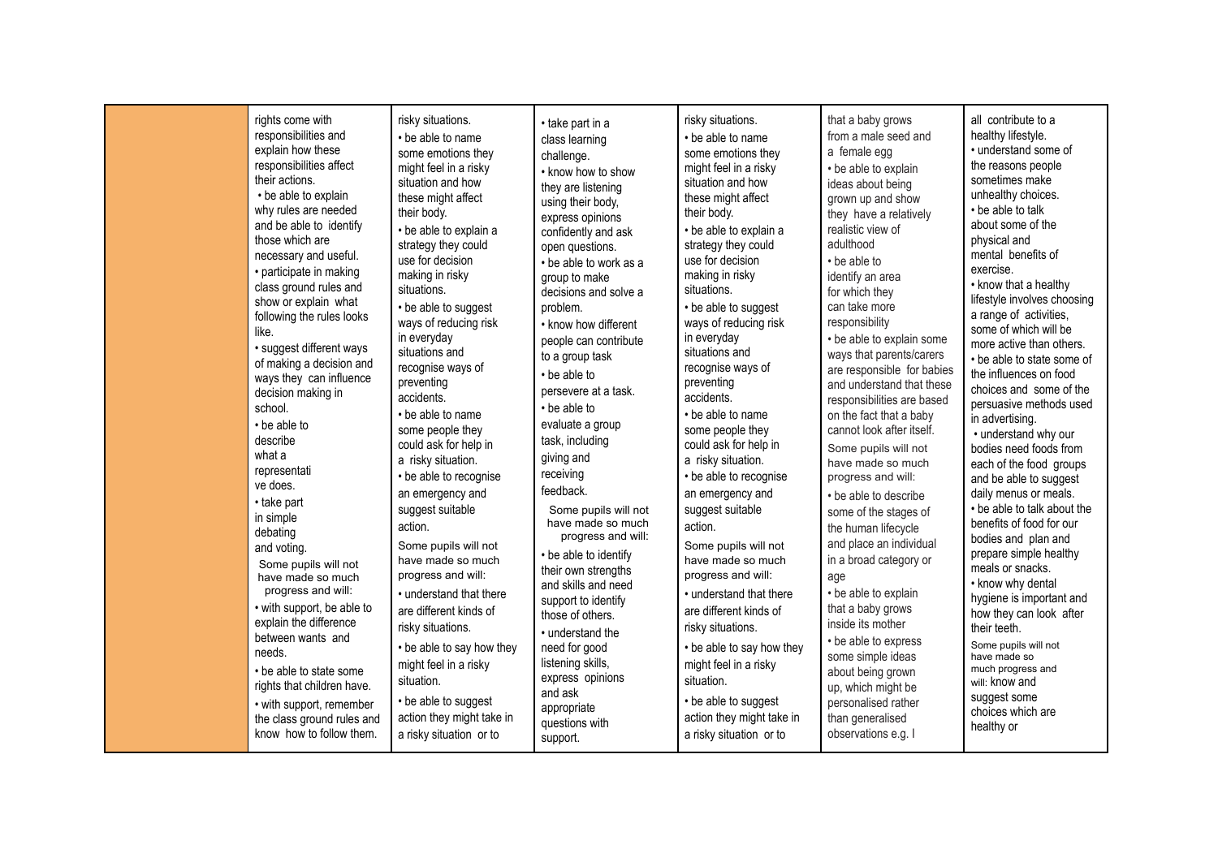|  |  |  |  |  |  |  |
|---|---|---|---|---|---|---|
|  | rights come with responsibilities and explain how these responsibilities affect their actions.<br>• be able to explain why rules are needed and be able to identify those which are necessary and useful.<br>• participate in making class ground rules and show or explain what following the rules looks like.<br>• suggest different ways of making a decision and ways they can influence decision making in school.<br>• be able to describe what a representati ve does.<br>• take part in simple debating and voting.<br>Some pupils will not have made so much progress and will:<br>• with support, be able to explain the difference between wants and needs.<br>• be able to state some rights that children have.<br>• with support, remember the class ground rules and know how to follow them. | risky situations.<br>• be able to name some emotions they might feel in a risky situation and how these might affect their body.<br>• be able to explain a strategy they could use for decision making in risky situations.<br>• be able to suggest ways of reducing risk in everyday situations and recognise ways of preventing accidents.<br>• be able to name some people they could ask for help in a risky situation.<br>• be able to recognise an emergency and suggest suitable action.<br>Some pupils will not have made so much progress and will:<br>• understand that there are different kinds of risky situations.<br>• be able to say how they might feel in a risky situation.<br>• be able to suggest action they might take in a risky situation or to | • take part in a class learning challenge.<br>• know how to show they are listening using their body, express opinions confidently and ask open questions.<br>• be able to work as a group to make decisions and solve a problem.<br>• know how different people can contribute to a group task<br>• be able to persevere at a task.<br>• be able to evaluate a group task, including giving and receiving feedback.<br>Some pupils will not have made so much progress and will:<br>• be able to identify their own strengths and skills and need support to identify those of others.<br>• understand the need for good listening skills, express opinions and ask appropriate questions with support. | risky situations.<br>• be able to name some emotions they might feel in a risky situation and how these might affect their body.<br>• be able to explain a strategy they could use for decision making in risky situations.<br>• be able to suggest ways of reducing risk in everyday situations and recognise ways of preventing accidents.<br>• be able to name some people they could ask for help in a risky situation.<br>• be able to recognise an emergency and suggest suitable action.<br>Some pupils will not have made so much progress and will:<br>• understand that there are different kinds of risky situations.<br>• be able to say how they might feel in a risky situation.<br>• be able to suggest action they might take in a risky situation or to | that a baby grows from a male seed and a female egg<br>• be able to explain ideas about being grown up and show they have a relatively realistic view of adulthood<br>• be able to identify an area for which they can take more responsibility<br>• be able to explain some ways that parents/carers are responsible for babies and understand that these responsibilities are based on the fact that a baby cannot look after itself.<br>Some pupils will not have made so much progress and will:<br>• be able to describe some of the stages of the human lifecycle and place an individual in a broad category or age<br>• be able to explain that a baby grows inside its mother<br>• be able to express some simple ideas about being grown up, which might be personalised rather than generalised observations e.g. I | all contribute to a healthy lifestyle.<br>• understand some of the reasons people sometimes make unhealthy choices.<br>• be able to talk about some of the physical and mental benefits of exercise.<br>• know that a healthy lifestyle involves choosing a range of activities, some of which will be more active than others.<br>• be able to state some of the influences on food choices and some of the persuasive methods used in advertising.<br>• understand why our bodies need foods from each of the food groups and be able to suggest daily menus or meals.<br>• be able to talk about the benefits of food for our bodies and plan and prepare simple healthy meals or snacks.<br>• know why dental hygiene is important and how they can look after their teeth.<br>Some pupils will not have made so much progress and will: know and suggest some choices which are healthy or |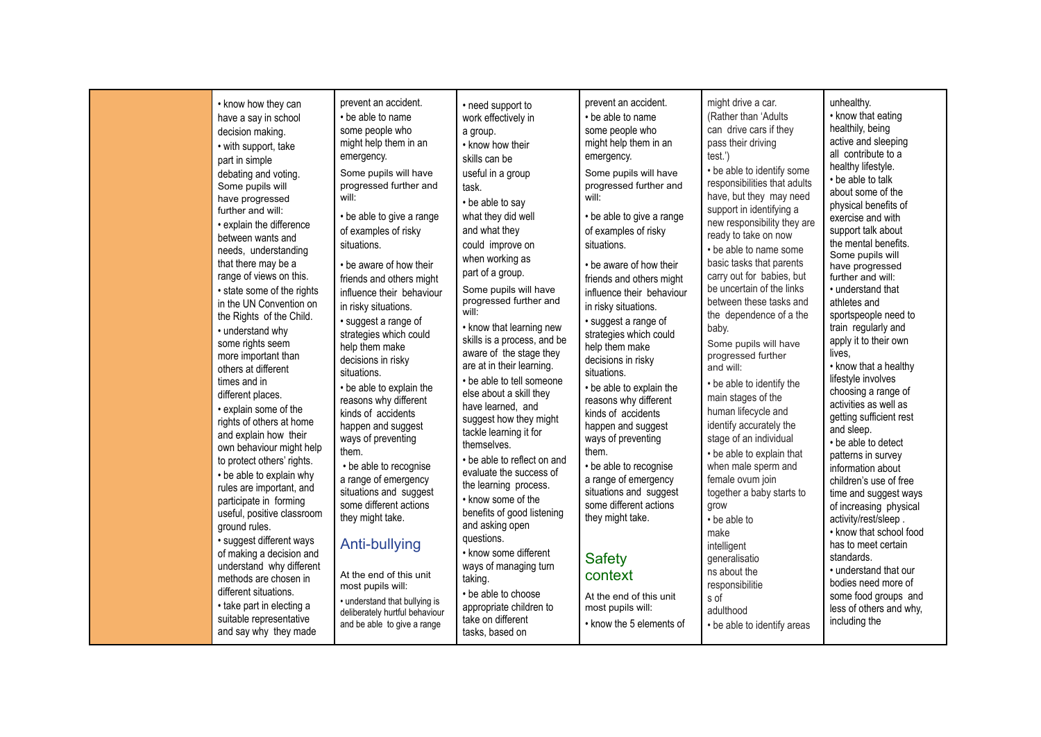| | | | | | | |
|---|---|---|---|---|---|---|
| | • know how they can have a say in school decision making.<br>• with support, take part in simple debating and voting.<br>Some pupils will have progressed further and will:<br>• explain the difference between wants and needs, understanding that there may be a range of views on this.<br>• state some of the rights in the UN Convention on the Rights of the Child.<br>• understand why some rights seem more important than others at different times and in different places.<br>• explain some of the rights of others at home and explain how their own behaviour might help to protect others' rights.<br>• be able to explain why rules are important, and participate in forming useful, positive classroom ground rules.<br>• suggest different ways of making a decision and understand why different methods are chosen in different situations.<br>• take part in electing a suitable representative and say why they made | prevent an accident.<br>• be able to name some people who might help them in an emergency.<br>Some pupils will have progressed further and will:<br>• be able to give a range of examples of risky situations.<br>• be aware of how their friends and others might influence their behaviour in risky situations.<br>• suggest a range of strategies which could help them make decisions in risky situations.<br>• be able to explain the reasons why different kinds of accidents happen and suggest ways of preventing them.<br>• be able to recognise a range of emergency situations and suggest some different actions they might take.<br>**Anti-bullying**<br>At the end of this unit most pupils will:<br>• understand that bullying is deliberately hurtful behaviour and be able to give a range | • need support to work effectively in a group.<br>• know how their skills can be useful in a group task.<br>• be able to say what they did well and what they could improve on when working as part of a group.<br>Some pupils will have progressed further and will:<br>• know that learning new skills is a process, and be aware of the stage they are at in their learning.<br>• be able to tell someone else about a skill they have learned, and suggest how they might tackle learning it for themselves.<br>• be able to reflect on and evaluate the success of the learning process.<br>• know some of the benefits of good listening and asking open questions.<br>• know some different ways of managing turn taking.<br>• be able to choose appropriate children to take on different tasks, based on | prevent an accident.<br>• be able to name some people who might help them in an emergency.<br>Some pupils will have progressed further and will:<br>• be able to give a range of examples of risky situations.<br>• be aware of how their friends and others might influence their behaviour in risky situations.<br>• suggest a range of strategies which could help them make decisions in risky situations.<br>• be able to explain the reasons why different kinds of accidents happen and suggest ways of preventing them.<br>• be able to recognise a range of emergency situations and suggest some different actions they might take.<br>**Safety context**<br>At the end of this unit most pupils will:<br>• know the 5 elements of | might drive a car. (Rather than 'Adults can drive cars if they pass their driving test.')<br>• be able to identify some responsibilities that adults have, but they may need support in identifying a new responsibility they are ready to take on now<br>• be able to name some basic tasks that parents carry out for babies, but be uncertain of the links between these tasks and the dependence of a the baby.<br>Some pupils will have progressed further and will:<br>• be able to identify the main stages of the human lifecycle and identify accurately the stage of an individual<br>• be able to explain that when male sperm and female ovum join together a baby starts to grow<br>• be able to make intelligent generalisations about the responsibilities of adulthood<br>• be able to identify areas | unhealthy.<br>• know that eating healthily, being active and sleeping all contribute to a healthy lifestyle.<br>• be able to talk about some of the physical benefits of exercise and with support talk about the mental benefits.<br>Some pupils will have progressed further and will:<br>• understand that athletes and sportspeople need to train regularly and apply it to their own lives,<br>• know that a healthy lifestyle involves choosing a range of activities as well as getting sufficient rest and sleep.<br>• be able to detect patterns in survey information about children's use of free time and suggest ways of increasing physical activity/rest/sleep .<br>• know that school food has to meet certain standards.<br>• understand that our bodies need more of some food groups and less of others and why, including the |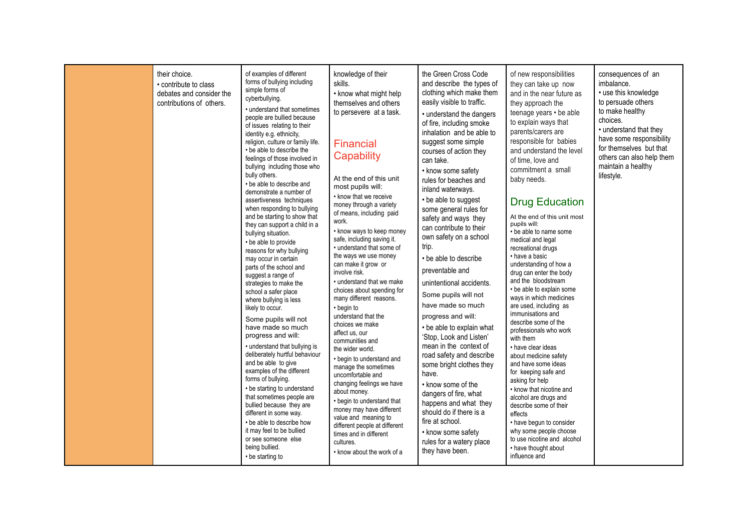|  |  |  |  |  |  |  |
|---|---|---|---|---|---|---|
|  | their choice.<br>• contribute to class debates and consider the contributions of others. | of examples of different forms of bullying including simple forms of cyberbullying.<br>• understand that sometimes people are bullied because of issues relating to their identity e.g. ethnicity, religion, culture or family life.<br>• be able to describe the feelings of those involved in bullying including those who bully others.<br>• be able to describe and demonstrate a number of assertiveness techniques when responding to bullying and be starting to show that they can support a child in a bullying situation.<br>• be able to provide reasons for why bullying may occur in certain parts of the school and suggest a range of strategies to make the school a safer place where bullying is less likely to occur.<br>Some pupils will not have made so much progress and will:<br>• understand that bullying is deliberately hurtful behaviour and be able to give examples of the different forms of bullying.<br>• be starting to understand that sometimes people are bullied because they are different in some way.<br>• be able to describe how it may feel to be bullied or see someone else being bullied.<br>• be starting to | knowledge of their skills.<br>• know what might help themselves and others to persevere at a task.<br>**Financial Capability**<br>At the end of this unit most pupils will:<br>• know that we receive money through a variety of means, including paid work.<br>• know ways to keep money safe, including saving it.<br>• understand that some of the ways we use money can make it grow or involve risk.<br>• understand that we make choices about spending for many different reasons.<br>• begin to understand that the choices we make affect us, our communities and the wider world.<br>• begin to understand and manage the sometimes uncomfortable and changing feelings we have about money.<br>• begin to understand that money may have different value and meaning to different people at different times and in different cultures.<br>• know about the work of a | the Green Cross Code and describe the types of clothing which make them easily visible to traffic.<br>• understand the dangers of fire, including smoke inhalation and be able to suggest some simple courses of action they can take.<br>• know some safety rules for beaches and inland waterways.<br>• be able to suggest some general rules for safety and ways they can contribute to their own safety on a school trip.<br>• be able to describe preventable and unintentional accidents.<br>Some pupils will not have made so much progress and will:<br>• be able to explain what 'Stop, Look and Listen' mean in the context of road safety and describe some bright clothes they have.<br>• know some of the dangers of fire, what happens and what they should do if there is a fire at school.<br>• know some safety rules for a watery place they have been. | of new responsibilities they can take up now and in the near future as they approach the teenage years • be able to explain ways that parents/carers are responsible for babies and understand the level of time, love and commitment a small baby needs.<br>**Drug Education**<br>At the end of this unit most pupils will:<br>• be able to name some medical and legal recreational drugs<br>• have a basic understanding of how a drug can enter the body and the bloodstream<br>• be able to explain some ways in which medicines are used, including as immunisations and describe some of the professionals who work with them<br>• have clear ideas about medicine safety and have some ideas for keeping safe and asking for help<br>• know that nicotine and alcohol are drugs and describe some of their effects<br>• have begun to consider why some people choose to use nicotine and alcohol<br>• have thought about influence and | consequences of an imbalance.<br>• use this knowledge to persuade others to make healthy choices.<br>• understand that they have some responsibility for themselves but that others can also help them maintain a healthy lifestyle. |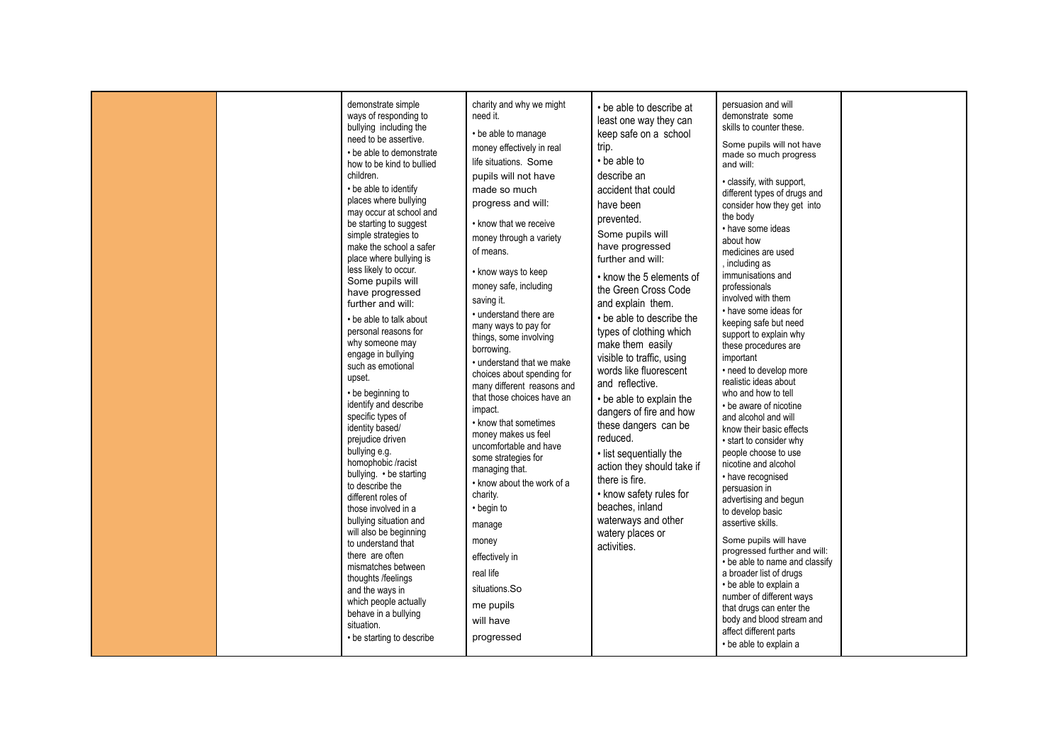| | | | | | | |
|---|---|---|---|---|---|---|
| | | demonstrate simple ways of responding to bullying including the need to be assertive.<br>• be able to demonstrate how to be kind to bullied children.<br>• be able to identify places where bullying may occur at school and be starting to suggest simple strategies to make the school a safer place where bullying is less likely to occur.<br>Some pupils will have progressed further and will:<br>• be able to talk about personal reasons for why someone may engage in bullying such as emotional upset.<br>• be beginning to identify and describe specific types of identity based/ prejudice driven bullying e.g. homophobic /racist bullying. • be starting to describe the different roles of those involved in a bullying situation and will also be beginning to understand that there are often mismatches between thoughts /feelings and the ways in which people actually behave in a bullying situation.<br>• be starting to describe | charity and why we might need it.<br>• be able to manage money effectively in real life situations. Some pupils will not have made so much progress and will:<br>• know that we receive money through a variety of means.<br>• know ways to keep money safe, including saving it.<br>• understand there are many ways to pay for things, some involving borrowing.<br>• understand that we make choices about spending for many different reasons and that those choices have an impact.<br>• know that sometimes money makes us feel uncomfortable and have some strategies for managing that.<br>• know about the work of a charity.<br>• begin to manage money effectively in real life situations.So me pupils will have progressed | • be able to describe at least one way they can keep safe on a school trip.<br>• be able to describe an accident that could have been prevented.<br>Some pupils will have progressed further and will:<br>• know the 5 elements of the Green Cross Code and explain them.<br>• be able to describe the types of clothing which make them easily visible to traffic, using words like fluorescent and reflective.<br>• be able to explain the dangers of fire and how these dangers can be reduced.<br>• list sequentially the action they should take if there is fire.<br>• know safety rules for beaches, inland waterways and other watery places or activities. | persuasion and will demonstrate some skills to counter these.<br>Some pupils will not have made so much progress and will:<br>• classify, with support, different types of drugs and consider how they get into the body<br>• have some ideas about how medicines are used , including as immunisations and professionals involved with them<br>• have some ideas for keeping safe but need support to explain why these procedures are important<br>• need to develop more realistic ideas about who and how to tell<br>• be aware of nicotine and alcohol and will know their basic effects<br>• start to consider why people choose to use nicotine and alcohol<br>• have recognised persuasion in advertising and begun to develop basic assertive skills.<br>Some pupils will have progressed further and will:<br>• be able to name and classify a broader list of drugs<br>• be able to explain a number of different ways that drugs can enter the body and blood stream and affect different parts<br>• be able to explain a | |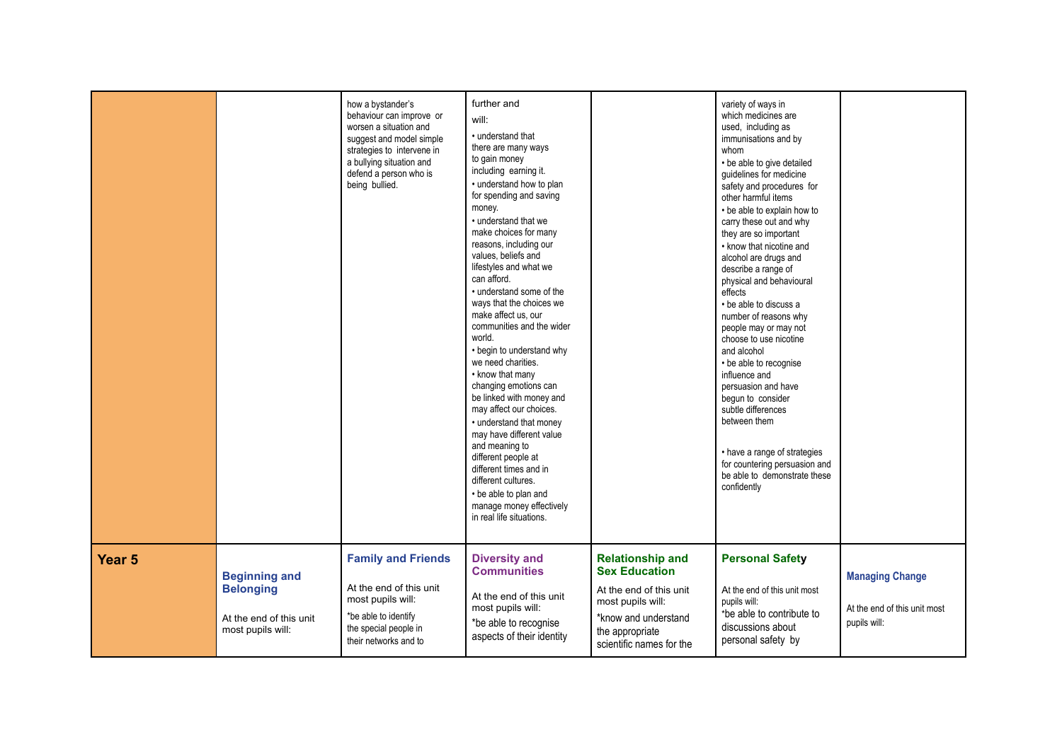| | | | | | | |
|---|---|---|---|---|---|---|
| | | how a bystander's behaviour can improve or worsen a situation and suggest and model simple strategies to intervene in a bullying situation and defend a person who is being bullied. | further and will:<br>• understand that there are many ways to gain money including earning it.<br>• understand how to plan for spending and saving money.<br>• understand that we make choices for many reasons, including our values, beliefs and lifestyles and what we can afford.<br>• understand some of the ways that the choices we make affect us, our communities and the wider world.<br>• begin to understand why we need charities.<br>• know that many changing emotions can be linked with money and may affect our choices.<br>• understand that money may have different value and meaning to different people at different times and in different cultures.<br>• be able to plan and manage money effectively in real life situations. | | variety of ways in which medicines are used, including as immunisations and by whom<br>• be able to give detailed guidelines for medicine safety and procedures for other harmful items<br>• be able to explain how to carry these out and why they are so important<br>• know that nicotine and alcohol are drugs and describe a range of physical and behavioural effects<br>• be able to discuss a number of reasons why people may or may not choose to use nicotine and alcohol<br>• be able to recognise influence and persuasion and have begun to consider subtle differences between them<br><br>• have a range of strategies for countering persuasion and be able to demonstrate these confidently | |
| **Year 5** | **Beginning and Belonging**<br><br>At the end of this unit most pupils will: | **Family and Friends**<br><br>At the end of this unit most pupils will:<br>*be able to identify the special people in their networks and to | **Diversity and Communities**<br><br>At the end of this unit most pupils will:<br>*be able to recognise aspects of their identity | **Relationship and Sex Education**<br><br>At the end of this unit most pupils will:<br>*know and understand the appropriate scientific names for the | **Personal Safety**<br><br>At the end of this unit most pupils will:<br>*be able to contribute to discussions about personal safety by | **Managing Change**<br><br>At the end of this unit most pupils will: |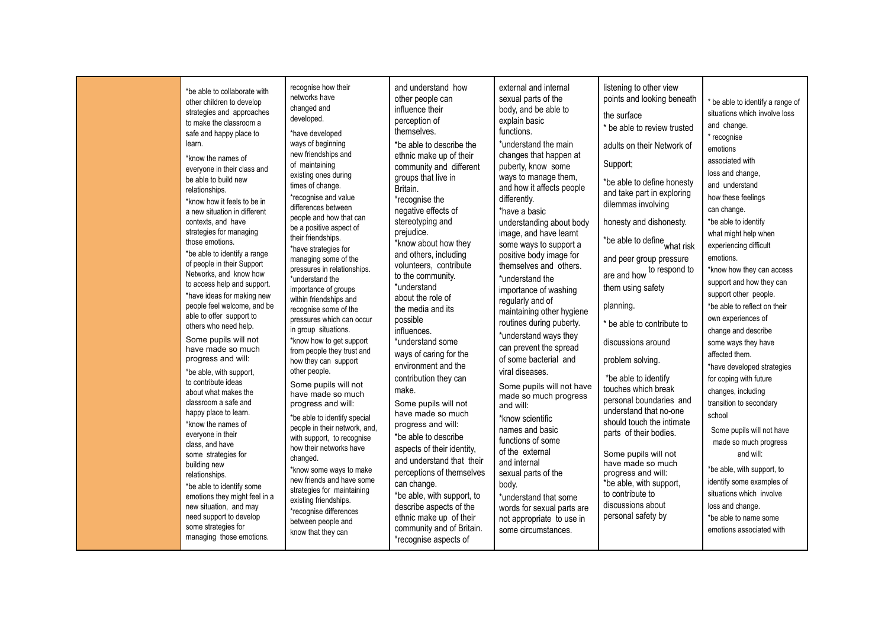| | | | | | | |
|---|---|---|---|---|---|---|
| | *be able to collaborate with other children to develop strategies and approaches to make the classroom a safe and happy place to learn.<br>*know the names of everyone in their class and be able to build new relationships.<br>*know how it feels to be in a new situation in different contexts, and have strategies for managing those emotions.<br>*be able to identify a range of people in their Support Networks, and know how to access help and support.<br>*have ideas for making new people feel welcome, and be able to offer support to others who need help.<br>Some pupils will not have made so much progress and will:<br>*be able, with support, to contribute ideas about what makes the classroom a safe and happy place to learn.<br>*know the names of everyone in their class, and have some strategies for building new relationships.<br>*be able to identify some emotions they might feel in a new situation, and may need support to develop some strategies for managing those emotions. | recognise how their networks have changed and developed.<br>*have developed ways of beginning new friendships and of maintaining existing ones during times of change.<br>*recognise and value differences between people and how that can be a positive aspect of their friendships.<br>*have strategies for managing some of the pressures in relationships.<br>*understand the importance of groups within friendships and recognise some of the pressures which can occur in group situations.<br>*know how to get support from people they trust and how they can support other people.<br>Some pupils will not have made so much progress and will:<br>*be able to identify special people in their network, and, with support, to recognise how their networks have changed.<br>*know some ways to make new friends and have some strategies for maintaining existing friendships.<br>*recognise differences between people and know that they can | and understand how other people can influence their perception of themselves.<br>*be able to describe the ethnic make up of their community and different groups that live in Britain.<br>*recognise the negative effects of stereotyping and prejudice.<br>*know about how they and others, including volunteers, contribute to the community.<br>*understand about the role of the media and its possible influences.<br>*understand some ways of caring for the environment and the contribution they can make.<br>Some pupils will not have made so much progress and will:<br>*be able to describe aspects of their identity, and understand that their perceptions of themselves can change.<br>*be able, with support, to describe aspects of the ethnic make up of their community and of Britain.<br>*recognise aspects of | external and internal sexual parts of the body, and be able to explain basic functions.<br>*understand the main changes that happen at puberty, know some ways to manage them, and how it affects people differently.<br>*have a basic understanding about body image, and have learnt some ways to support a positive body image for themselves and others.<br>*understand the importance of washing regularly and of maintaining other hygiene routines during puberty.<br>*understand ways they can prevent the spread of some bacterial and viral diseases.<br>Some pupils will not have made so much progress and will:<br>*know scientific names and basic functions of some of the external and internal sexual parts of the body.<br>*understand that some words for sexual parts are not appropriate to use in some circumstances. | listening to other view points and looking beneath the surface<br>* be able to review trusted adults on their Network of Support;<br>*be able to define honesty and take part in exploring dilemmas involving honesty and dishonesty.<br>*be able to define what risk and peer group pressure are and how to respond to them using safety planning.<br>* be able to contribute to discussions around problem solving.<br>*be able to identify touches which break personal boundaries and understand that no-one should touch the intimate parts of their bodies.<br>Some pupils will not have made so much progress and will:<br>*be able, with support, to contribute to discussions about personal safety by | * be able to identify a range of situations which involve loss and change.<br>* recognise emotions associated with loss and change, and understand how these feelings can change.<br>*be able to identify what might help when experiencing difficult emotions.<br>*know how they can access support and how they can support other people.<br>*be able to reflect on their own experiences of change and describe some ways they have affected them.<br>*have developed strategies for coping with future changes, including transition to secondary school<br>Some pupils will not have made so much progress and will:<br>*be able, with support, to identify some examples of situations which involve loss and change.<br>*be able to name some emotions associated with |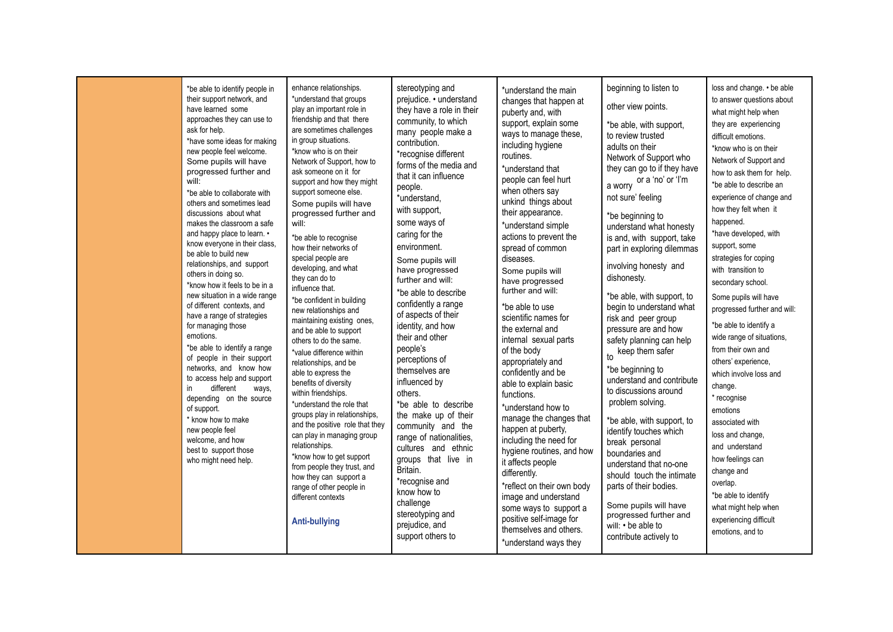|  |  |  |  |  |  |  |
|---|---|---|---|---|---|---|
|  | *be able to identify people in their support network, and have learned some approaches they can use to ask for help.<br>*have some ideas for making new people feel welcome.<br>Some pupils will have progressed further and will:<br>*be able to collaborate with others and sometimes lead discussions about what makes the classroom a safe and happy place to learn. • know everyone in their class, be able to build new relationships, and support others in doing so.<br>*know how it feels to be in a new situation in a wide range of different contexts, and have a range of strategies for managing those emotions.<br>*be able to identify a range of people in their support networks, and know how to access help and support in different ways, depending on the source of support.<br>* know how to make new people feel welcome, and how best to support those who might need help. | enhance relationships.<br>*understand that groups play an important role in friendship and that there are sometimes challenges in group situations.<br>*know who is on their Network of Support, how to ask someone on it for support and how they might support someone else.<br>Some pupils will have progressed further and will:<br>*be able to recognise how their networks of special people are developing, and what they can do to influence that.<br>*be confident in building new relationships and maintaining existing ones, and be able to support others to do the same.<br>*value difference within relationships, and be able to express the benefits of diversity within friendships.<br>*understand the role that groups play in relationships, and the positive role that they can play in managing group relationships.<br>*know how to get support from people they trust, and how they can support a range of other people in different contexts<br><br>**Anti-bullying** | stereotyping and prejudice. • understand they have a role in their community, to which many people make a contribution.<br>*recognise different forms of the media and that it can influence people.<br>*understand, with support, some ways of caring for the environment.<br>Some pupils will have progressed further and will:<br>*be able to describe confidently a range of aspects of their identity, and how their and other people's perceptions of themselves are influenced by others.<br>*be able to describe the make up of their community and the range of nationalities, cultures and ethnic groups that live in Britain.<br>*recognise and know how to challenge stereotyping and prejudice, and support others to | *understand the main changes that happen at puberty and, with support, explain some ways to manage these, including hygiene routines.<br>*understand that people can feel hurt when others say unkind things about their appearance.<br>*understand simple actions to prevent the spread of common diseases.<br>Some pupils will have progressed further and will:<br>*be able to use scientific names for the external and internal sexual parts of the body appropriately and confidently and be able to explain basic functions.<br>*understand how to manage the changes that happen at puberty, including the need for hygiene routines, and how it affects people differently.<br>*reflect on their own body image and understand some ways to support a positive self-image for themselves and others.<br>*understand ways they | beginning to listen to other view points.<br>*be able, with support, to review trusted adults on their Network of Support who they can go to if they have a worry or a 'no' or 'I'm not sure' feeling<br>*be beginning to understand what honesty is and, with support, take part in exploring dilemmas involving honesty and dishonesty.<br>*be able, with support, to begin to understand what risk and peer group pressure are and how safety planning can help to keep them safer<br>*be beginning to understand and contribute to discussions around problem solving.<br>*be able, with support, to identify touches which break personal boundaries and understand that no-one should touch the intimate parts of their bodies.<br>Some pupils will have progressed further and will: • be able to contribute actively to | loss and change. • be able to answer questions about what might help when they are experiencing difficult emotions.<br>*know who is on their Network of Support and how to ask them for help.<br>*be able to describe an experience of change and how they felt when it happened.<br>*have developed, with support, some strategies for coping with transition to secondary school.<br>Some pupils will have progressed further and will:<br>*be able to identify a wide range of situations, from their own and others' experience, which involve loss and change.<br>* recognise emotions associated with loss and change, and understand how feelings can change and overlap.<br>*be able to identify what might help when experiencing difficult emotions, and to |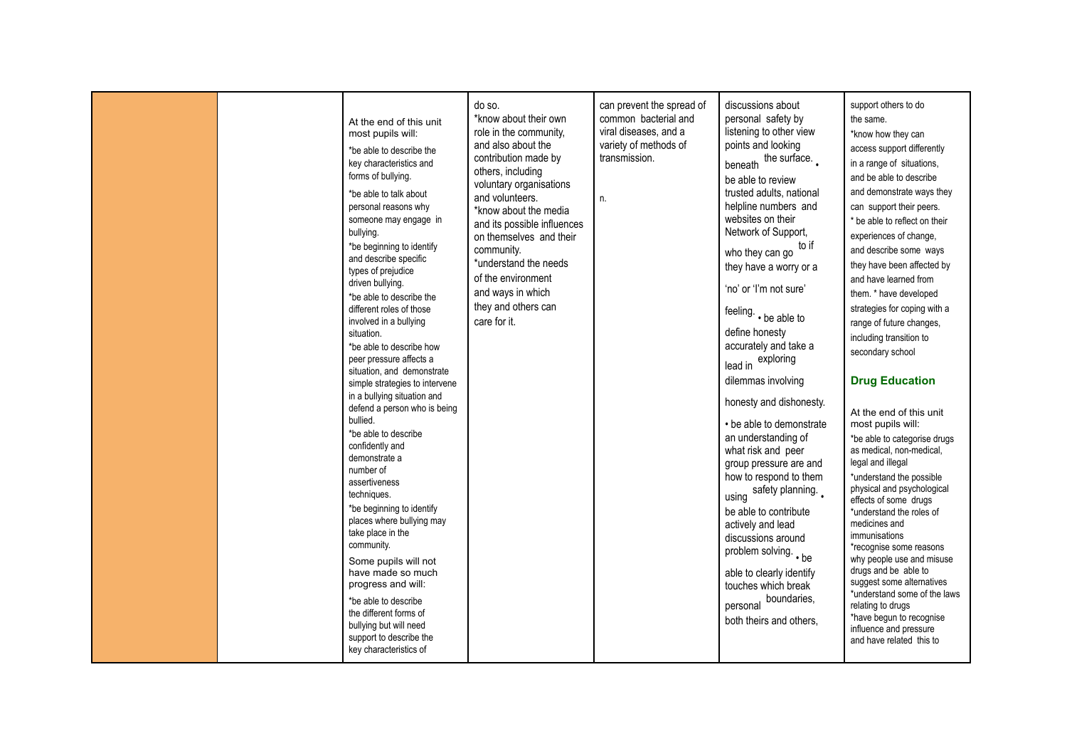|  |  | At the end of this unit most pupils will:<br>*be able to describe the key characteristics and forms of bullying.<br>*be able to talk about personal reasons why someone may engage in bullying.<br>*be beginning to identify and describe specific types of prejudice driven bullying.<br>*be able to describe the different roles of those involved in a bullying situation.<br>*be able to describe how peer pressure affects a situation, and demonstrate simple strategies to intervene in a bullying situation and defend a person who is being bullied.<br>*be able to describe confidently and demonstrate a number of assertiveness techniques.<br>*be beginning to identify places where bullying may take place in the community.<br>Some pupils will not have made so much progress and will:<br>*be able to describe the different forms of bullying but will need support to describe the key characteristics of | do so.<br>*know about their own role in the community, and also about the contribution made by others, including voluntary organisations and volunteers.<br>*know about the media and its possible influences on themselves and their community.<br>*understand the needs of the environment and ways in which they and others can care for it. | can prevent the spread of common bacterial and viral diseases, and a variety of methods of transmission.<br><br>n. | discussions about personal safety by listening to other view points and looking beneath the surface. • be able to review trusted adults, national helpline numbers and websites on their Network of Support, who they can go to if they have a worry or a 'no' or 'I'm not sure' feeling. • be able to define honesty accurately and take a lead in exploring dilemmas involving honesty and dishonesty.<br>• be able to demonstrate an understanding of what risk and peer group pressure are and how to respond to them using safety planning. • be able to contribute actively and lead discussions around problem solving. • be able to clearly identify touches which break personal boundaries, both theirs and others, | support others to do the same.<br>*know how they can access support differently in a range of situations, and be able to describe and demonstrate ways they can support their peers.<br>* be able to reflect on their experiences of change, and describe some ways they have been affected by and have learned from them. * have developed strategies for coping with a range of future changes, including transition to secondary school<br><br>**Drug Education**<br><br>At the end of this unit most pupils will:<br>*be able to categorise drugs as medical, non-medical, legal and illegal<br>*understand the possible physical and psychological effects of some drugs<br>*understand the roles of medicines and immunisations<br>*recognise some reasons why people use and misuse drugs and be able to suggest some alternatives<br>*understand some of the laws relating to drugs<br>*have begun to recognise influence and pressure and have related this to |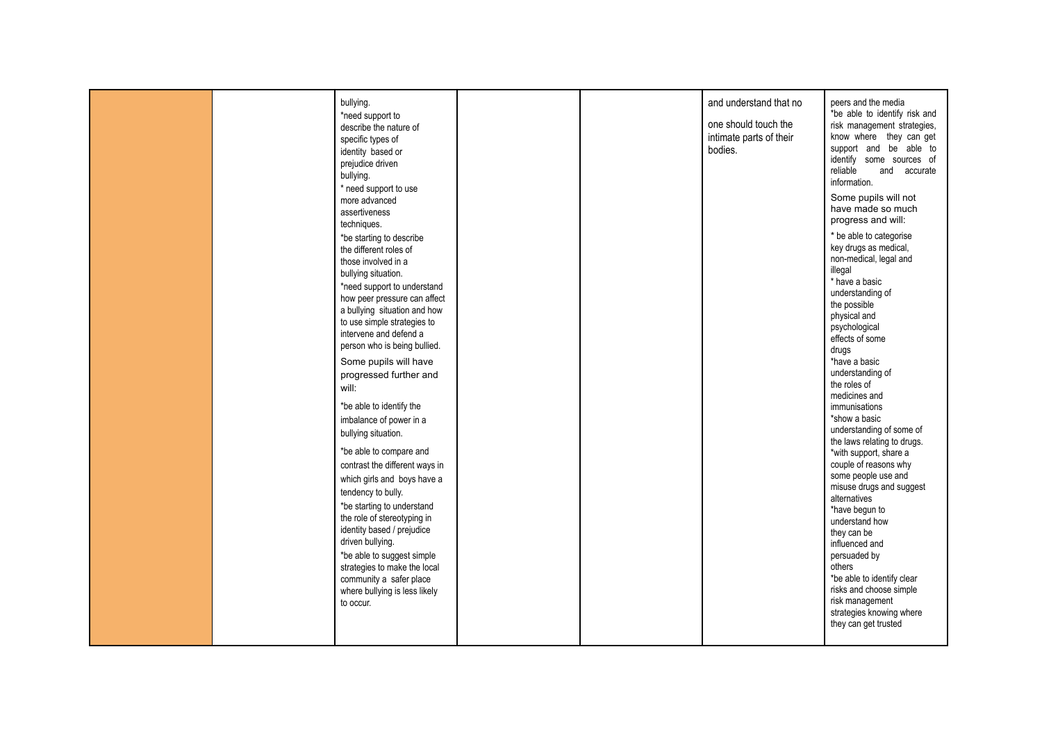| | | | | | | |
|---|---|---|---|---|---|---|
| | | bullying.<br>*need support to describe the nature of specific types of identity based or prejudice driven bullying.<br>* need support to use more advanced assertiveness techniques.<br>*be starting to describe the different roles of those involved in a bullying situation.<br>*need support to understand how peer pressure can affect a bullying situation and how to use simple strategies to intervene and defend a person who is being bullied.<br>Some pupils will have progressed further and will:<br>*be able to identify the imbalance of power in a bullying situation.<br>*be able to compare and contrast the different ways in which girls and boys have a tendency to bully.<br>*be starting to understand the role of stereotyping in identity based / prejudice driven bullying.<br>*be able to suggest simple strategies to make the local community a safer place where bullying is less likely to occur. | | | and understand that no one should touch the intimate parts of their bodies. | peers and the media<br>*be able to identify risk and risk management strategies, know where they can get support and be able to identify some sources of reliable and accurate information.<br>Some pupils will not have made so much progress and will:<br>* be able to categorise key drugs as medical, non-medical, legal and illegal<br>* have a basic understanding of the possible physical and psychological effects of some drugs<br>*have a basic understanding of the roles of medicines and immunisations<br>*show a basic understanding of some of the laws relating to drugs.<br>*with support, share a couple of reasons why some people use and misuse drugs and suggest alternatives<br>*have begun to understand how they can be influenced and persuaded by others<br>*be able to identify clear risks and choose simple risk management strategies knowing where they can get trusted |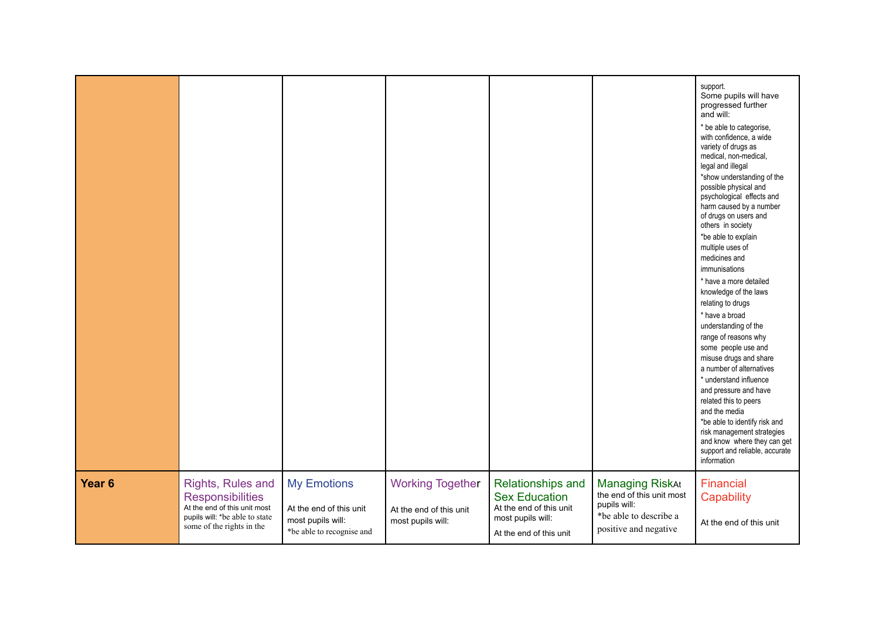| | | | | | | |
|---|---|---|---|---|---|---|
| | | | | | | support.<br>Some pupils will have progressed further and will:<br>* be able to categorise, with confidence, a wide variety of drugs as medical, non-medical, legal and illegal<br>*show understanding of the possible physical and psychological effects and harm caused by a number of drugs on users and others in society<br>*be able to explain multiple uses of medicines and immunisations<br>* have a more detailed knowledge of the laws relating to drugs<br>* have a broad understanding of the range of reasons why some people use and misuse drugs and share a number of alternatives<br>* understand influence and pressure and have related this to peers and the media<br>*be able to identify risk and risk management strategies and know where they can get support and reliable, accurate information |
| **Year 6** | Rights, Rules and Responsibilities<br>At the end of this unit most pupils will: *be able to state some of the rights in the | My Emotions<br><br>At the end of this unit most pupils will:<br>*be able to recognise and | Working Together<br><br>At the end of this unit most pupils will: | Relationships and Sex Education<br>At the end of this unit most pupils will:<br>At the end of this unit | Managing RiskAt the end of this unit most pupils will:<br>*be able to describe a positive and negative | Financial Capability<br><br>At the end of this unit |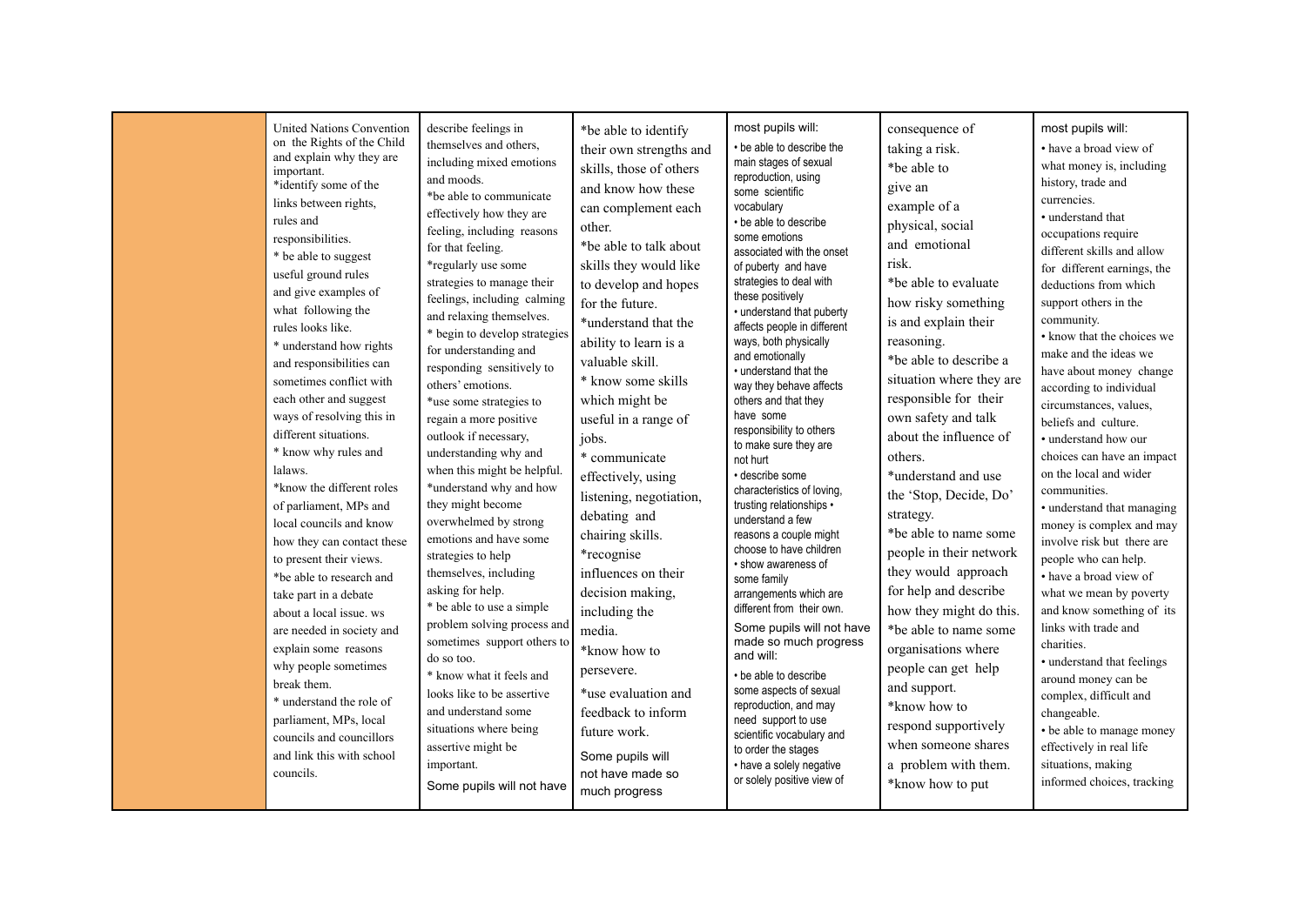| | | | | | | |
|---|---|---|---|---|---|---|
| | United Nations Convention on the Rights of the Child and explain why they are important.<br>*identify some of the links between rights, rules and responsibilities.<br>* be able to suggest useful ground rules and give examples of what following the rules looks like.<br>* understand how rights and responsibilities can sometimes conflict with each other and suggest ways of resolving this in different situations.<br>* know why rules and lalaws.<br>*know the different roles of parliament, MPs and local councils and know how they can contact these to present their views.<br>*be able to research and take part in a debate about a local issue. ws are needed in society and explain some reasons why people sometimes break them.<br>* understand the role of parliament, MPs, local councils and councillors and link this with school councils. | describe feelings in themselves and others, including mixed emotions and moods.<br>*be able to communicate effectively how they are feeling, including reasons for that feeling.<br>*regularly use some strategies to manage their feelings, including calming and relaxing themselves.<br>* begin to develop strategies for understanding and responding sensitively to others' emotions.<br>*use some strategies to regain a more positive outlook if necessary, understanding why and when this might be helpful.<br>*understand why and how they might become overwhelmed by strong emotions and have some strategies to help themselves, including asking for help.<br>* be able to use a simple problem solving process and sometimes support others to do so too.<br>* know what it feels and looks like to be assertive and understand some situations where being assertive might be important.<br>Some pupils will not have | *be able to identify their own strengths and skills, those of others and know how these can complement each other.<br>*be able to talk about skills they would like to develop and hopes for the future.<br>*understand that the ability to learn is a valuable skill.<br>* know some skills which might be useful in a range of jobs.<br>* communicate effectively, using listening, negotiation, debating and chairing skills.<br>*recognise influences on their decision making, including the media.<br>*know how to persevere.<br>*use evaluation and feedback to inform future work.<br>Some pupils will not have made so much progress | most pupils will:<br>• be able to describe the main stages of sexual reproduction, using some scientific vocabulary<br>• be able to describe some emotions associated with the onset of puberty and have strategies to deal with these positively<br>• understand that puberty affects people in different ways, both physically and emotionally<br>• understand that the way they behave affects others and that they have some responsibility to others to make sure they are not hurt<br>• describe some characteristics of loving, trusting relationships •<br>understand a few reasons a couple might choose to have children<br>• show awareness of some family arrangements which are different from their own.<br>Some pupils will not have made so much progress and will:<br>• be able to describe some aspects of sexual reproduction, and may need support to use scientific vocabulary and to order the stages<br>• have a solely negative or solely positive view of | consequence of taking a risk.<br>*be able to give an example of a physical, social and emotional risk.<br>*be able to evaluate how risky something is and explain their reasoning.<br>*be able to describe a situation where they are responsible for their own safety and talk about the influence of others.<br>*understand and use the 'Stop, Decide, Do' strategy.<br>*be able to name some people in their network they would approach for help and describe how they might do this.<br>*be able to name some organisations where people can get help and support.<br>*know how to respond supportively when someone shares a problem with them.<br>*know how to put | most pupils will:<br>• have a broad view of what money is, including history, trade and currencies.<br>• understand that occupations require different skills and allow for different earnings, the deductions from which support others in the community.<br>• know that the choices we make and the ideas we have about money change according to individual circumstances, values, beliefs and culture.<br>• understand how our choices can have an impact on the local and wider communities.<br>• understand that managing money is complex and may involve risk but there are people who can help.<br>• have a broad view of what we mean by poverty and know something of its links with trade and charities.<br>• understand that feelings around money can be complex, difficult and changeable.<br>• be able to manage money effectively in real life situations, making informed choices, tracking |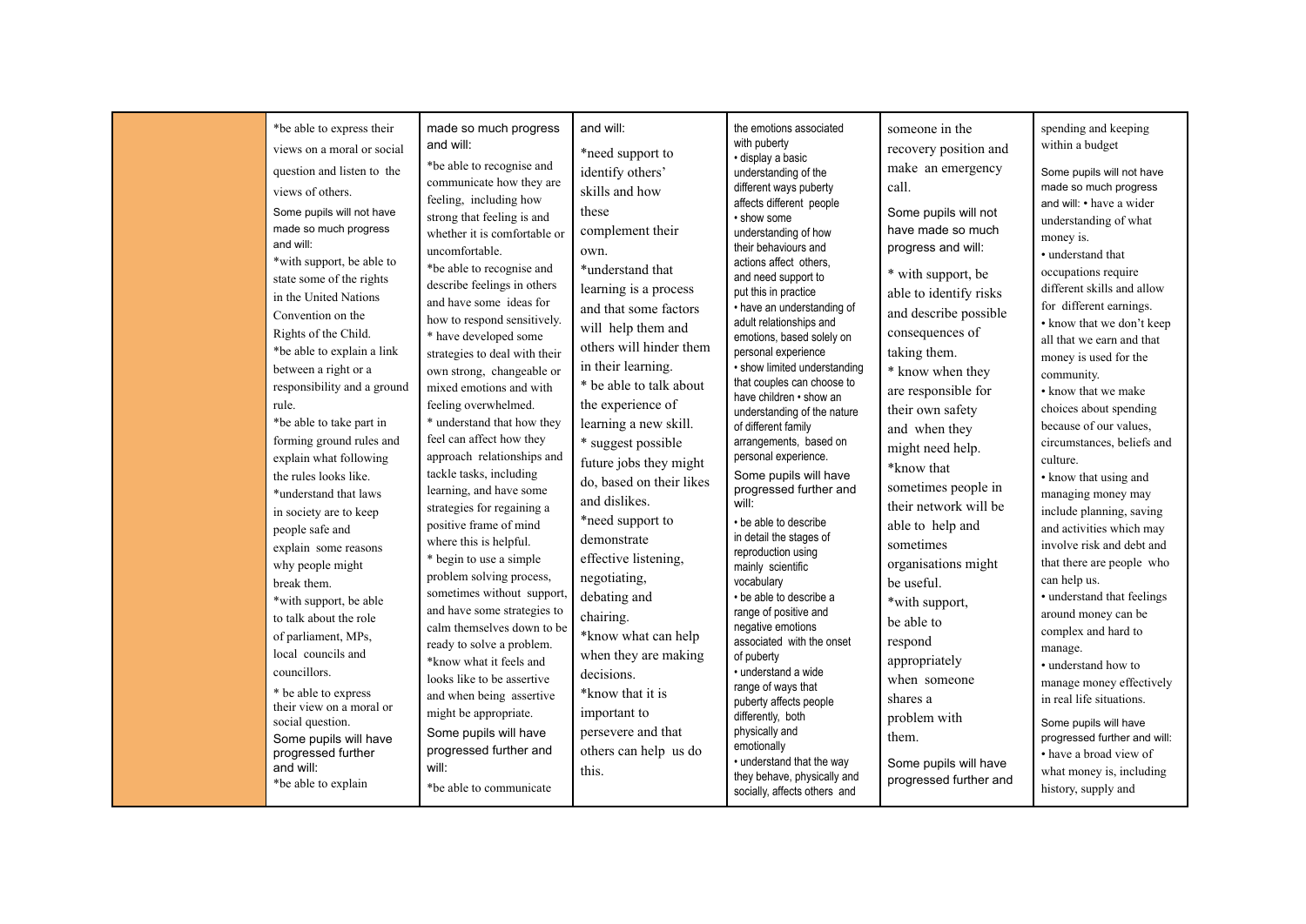| | | | | | | |
|---|---|---|---|---|---|---|
| | *be able to express their views on a moral or social question and listen to the views of others.<br>Some pupils will not have made so much progress and will:<br>*with support, be able to state some of the rights in the United Nations Convention on the Rights of the Child.<br>*be able to explain a link between a right or a responsibility and a ground rule.<br>*be able to take part in forming ground rules and explain what following the rules looks like.<br>*understand that laws in society are to keep people safe and explain some reasons why people might break them.<br>*with support, be able to talk about the role of parliament, MPs, local councils and councillors.<br>* be able to express their view on a moral or social question.<br>Some pupils will have progressed further and will:<br>*be able to explain | made so much progress and will:<br>*be able to recognise and communicate how they are feeling, including how strong that feeling is and whether it is comfortable or uncomfortable.<br>*be able to recognise and describe feelings in others and have some ideas for how to respond sensitively.<br>* have developed some strategies to deal with their own strong, changeable or mixed emotions and with feeling overwhelmed.<br>* understand that how they feel can affect how they approach relationships and tackle tasks, including learning, and have some strategies for regaining a positive frame of mind where this is helpful.<br>* begin to use a simple problem solving process, sometimes without support, and have some strategies to calm themselves down to be ready to solve a problem.<br>*know what it feels and looks like to be assertive and when being assertive might be appropriate.<br>Some pupils will have progressed further and will:<br>*be able to communicate | and will:<br>*need support to identify others' skills and how these complement their own.<br>*understand that learning is a process and that some factors will help them and others will hinder them in their learning.<br>* be able to talk about the experience of learning a new skill.<br>* suggest possible future jobs they might do, based on their likes and dislikes.<br>*need support to demonstrate effective listening, negotiating, debating and chairing.<br>*know what can help when they are making decisions.<br>*know that it is important to persevere and that others can help us do this. | the emotions associated with puberty<br>• display a basic understanding of the different ways puberty affects different people<br>• show some understanding of how their behaviours and actions affect others, and need support to put this in practice<br>• have an understanding of adult relationships and emotions, based solely on personal experience<br>• show limited understanding that couples can choose to have children • show an understanding of the nature of different family arrangements, based on personal experience.<br>Some pupils will have progressed further and will:<br>• be able to describe in detail the stages of reproduction using mainly scientific vocabulary<br>• be able to describe a range of positive and negative emotions associated with the onset of puberty<br>• understand a wide range of ways that puberty affects people differently, both physically and emotionally<br>• understand that the way they behave, physically and socially, affects others and | someone in the recovery position and make an emergency call.<br>Some pupils will not have made so much progress and will:<br>* with support, be able to identify risks and describe possible consequences of taking them.<br>* know when they are responsible for their own safety and when they might need help.<br>*know that sometimes people in their network will be able to help and sometimes organisations might be useful.<br>*with support, be able to respond appropriately when someone shares a problem with them.<br>Some pupils will have progressed further and | spending and keeping within a budget<br>Some pupils will not have made so much progress and will: • have a wider understanding of what money is.<br>• understand that occupations require different skills and allow for different earnings.<br>• know that we don't keep all that we earn and that money is used for the community.<br>• know that we make choices about spending because of our values, circumstances, beliefs and culture.<br>• know that using and managing money may include planning, saving and activities which may involve risk and debt and that there are people who can help us.<br>• understand that feelings around money can be complex and hard to manage.<br>• understand how to manage money effectively in real life situations.<br>Some pupils will have progressed further and will:<br>• have a broad view of what money is, including history, supply and |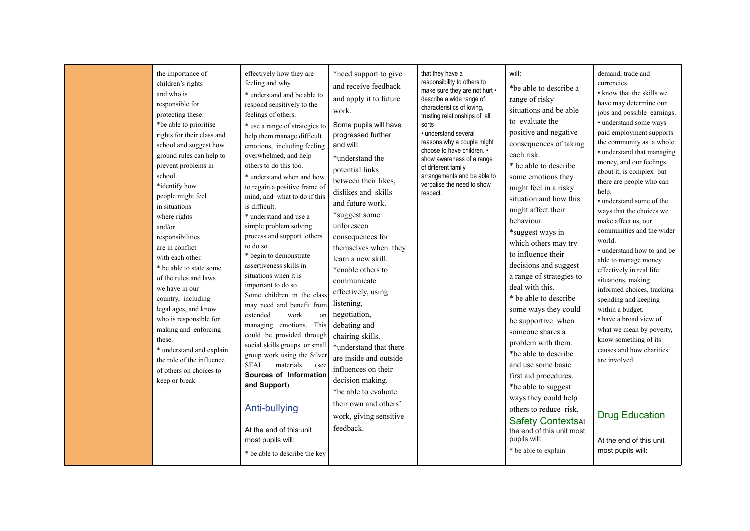| | | | | | | |
|---|---|---|---|---|---|---|
| | the importance of children's rights and who is responsible for protecting these.<br>*be able to prioritise rights for their class and school and suggest how ground rules can help to prevent problems in school.<br>*identify how people might feel in situations where rights and/or responsibilities are in conflict with each other.<br>* be able to state some of the rules and laws we have in our country, including legal ages, and know who is responsible for making and enforcing these.<br>* understand and explain the role of the influence of others on choices to keep or break | effectively how they are feeling and why.<br>* understand and be able to respond sensitively to the feelings of others.<br>* use a range of strategies to help them manage difficult emotions, including feeling overwhelmed, and help others to do this too.<br>* understand when and how to regain a positive frame of mind, and what to do if this is difficult.<br>* understand and use a simple problem solving process and support others to do so.<br>* begin to demonstrate assertiveness skills in situations when it is important to do so.<br>Some children in the class may need and benefit from extended work on managing emotions. This could be provided through social skills groups or small group work using the Silver SEAL materials (see **Sources of Information and Support**).<br><br>**Anti-bullying**<br><br>At the end of this unit most pupils will:<br>* be able to describe the key | *need support to give and receive feedback and apply it to future work.<br>Some pupils will have progressed further and will:<br>*understand the potential links between their likes, dislikes and skills and future work.<br>*suggest some unforeseen consequences for themselves when they learn a new skill.<br>*enable others to communicate effectively, using listening, negotiation, debating and chairing skills.<br>*understand that there are inside and outside influences on their decision making.<br>*be able to evaluate their own and others' work, giving sensitive feedback. | that they have a responsibility to others to make sure they are not hurt • describe a wide range of characteristics of loving, trusting relationships of all sorts<br>• understand several reasons why a couple might choose to have children. • show awareness of a range of different family arrangements and be able to verbalise the need to show respect. | will:<br>*be able to describe a range of risky situations and be able to evaluate the positive and negative consequences of taking each risk.<br>* be able to describe some emotions they might feel in a risky situation and how this might affect their behaviour.<br>*suggest ways in which others may try to influence their decisions and suggest a range of strategies to deal with this.<br>* be able to describe some ways they could be supportive when someone shares a problem with them.<br>*be able to describe and use some basic first aid procedures.<br>*be able to suggest ways they could help others to reduce risk.<br>**Safety Contexts**At the end of this unit most pupils will:<br>* be able to explain | demand, trade and currencies.<br>• know that the skills we have may determine our jobs and possible earnings.<br>• understand some ways paid employment supports the community as a whole.<br>• understand that managing money, and our feelings about it, is complex but there are people who can help.<br>• understand some of the ways that the choices we make affect us, our communities and the wider world.<br>• understand how to and be able to manage money effectively in real life situations, making informed choices, tracking spending and keeping within a budget.<br>• have a broad view of what we mean by poverty, know something of its causes and how charities are involved.<br><br>**Drug Education**<br><br>At the end of this unit most pupils will: |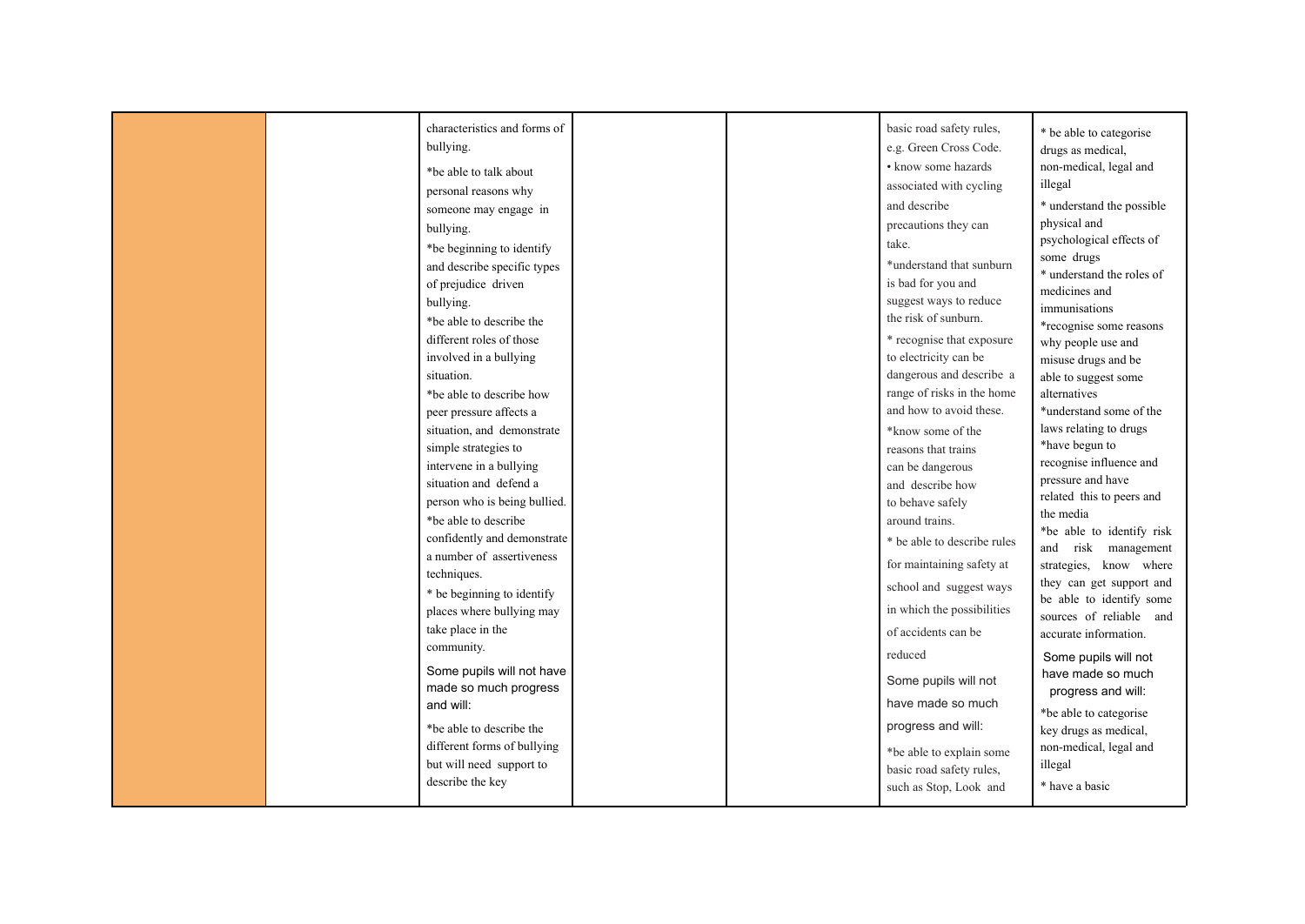| | | | | | | |
|---|---|---|---|---|---|---|
| | | characteristics and forms of bullying.<br>*be able to talk about personal reasons why someone may engage in bullying.<br>*be beginning to identify and describe specific types of prejudice driven bullying.<br>*be able to describe the different roles of those involved in a bullying situation.<br>*be able to describe how peer pressure affects a situation, and demonstrate simple strategies to intervene in a bullying situation and defend a person who is being bullied.<br>*be able to describe confidently and demonstrate a number of assertiveness techniques.<br>* be beginning to identify places where bullying may take place in the community.<br>Some pupils will not have made so much progress and will:<br>*be able to describe the different forms of bullying but will need support to describe the key | | | basic road safety rules, e.g. Green Cross Code.<br>• know some hazards associated with cycling and describe precautions they can take.<br>*understand that sunburn is bad for you and suggest ways to reduce the risk of sunburn.<br>* recognise that exposure to electricity can be dangerous and describe a range of risks in the home and how to avoid these.<br>*know some of the reasons that trains can be dangerous and describe how to behave safely around trains.<br>* be able to describe rules for maintaining safety at school and suggest ways in which the possibilities of accidents can be reduced<br>Some pupils will not have made so much progress and will:<br>*be able to explain some basic road safety rules, such as Stop, Look and | * be able to categorise drugs as medical, non-medical, legal and illegal<br>* understand the possible physical and psychological effects of some drugs<br>* understand the roles of medicines and immunisations<br>*recognise some reasons why people use and misuse drugs and be able to suggest some alternatives<br>*understand some of the laws relating to drugs<br>*have begun to recognise influence and pressure and have related this to peers and the media<br>*be able to identify risk and risk management strategies, know where they can get support and be able to identify some sources of reliable and accurate information.<br>Some pupils will not have made so much progress and will:<br>*be able to categorise key drugs as medical, non-medical, legal and illegal<br>* have a basic |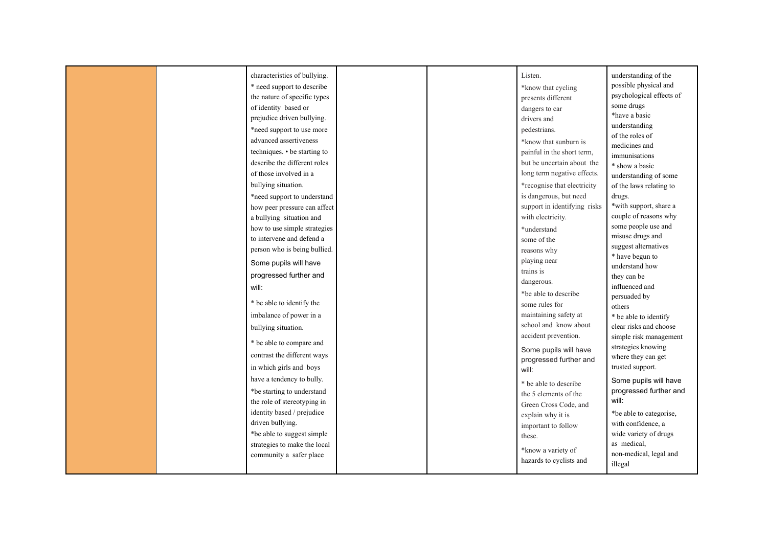| | | | | | | |
|---|---|---|---|---|---|---|
| | | characteristics of bullying.<br>* need support to describe the nature of specific types of identity based or prejudice driven bullying.<br>*need support to use more advanced assertiveness techniques. • be starting to describe the different roles of those involved in a bullying situation.<br>*need support to understand how peer pressure can affect a bullying situation and how to use simple strategies to intervene and defend a person who is being bullied.<br>Some pupils will have progressed further and will:<br>* be able to identify the imbalance of power in a bullying situation.<br>* be able to compare and contrast the different ways in which girls and boys have a tendency to bully.<br>*be starting to understand the role of stereotyping in identity based / prejudice driven bullying.<br>*be able to suggest simple strategies to make the local community a safer place | | | Listen.<br>*know that cycling presents different dangers to car drivers and pedestrians.<br>*know that sunburn is painful in the short term, but be uncertain about the long term negative effects.<br>*recognise that electricity is dangerous, but need support in identifying risks with electricity.<br>*understand some of the reasons why playing near trains is dangerous.<br>*be able to describe some rules for maintaining safety at school and know about accident prevention.<br>Some pupils will have progressed further and will:<br>* be able to describe the 5 elements of the Green Cross Code, and explain why it is important to follow these.<br>*know a variety of hazards to cyclists and | understanding of the possible physical and psychological effects of some drugs<br>*have a basic understanding of the roles of medicines and immunisations<br>* show a basic understanding of some of the laws relating to drugs.<br>*with support, share a couple of reasons why some people use and misuse drugs and suggest alternatives<br>* have begun to understand how they can be influenced and persuaded by others<br>* be able to identify clear risks and choose simple risk management strategies knowing where they can get trusted support.<br>Some pupils will have progressed further and will:<br>*be able to categorise, with confidence, a wide variety of drugs as medical, non-medical, legal and illegal |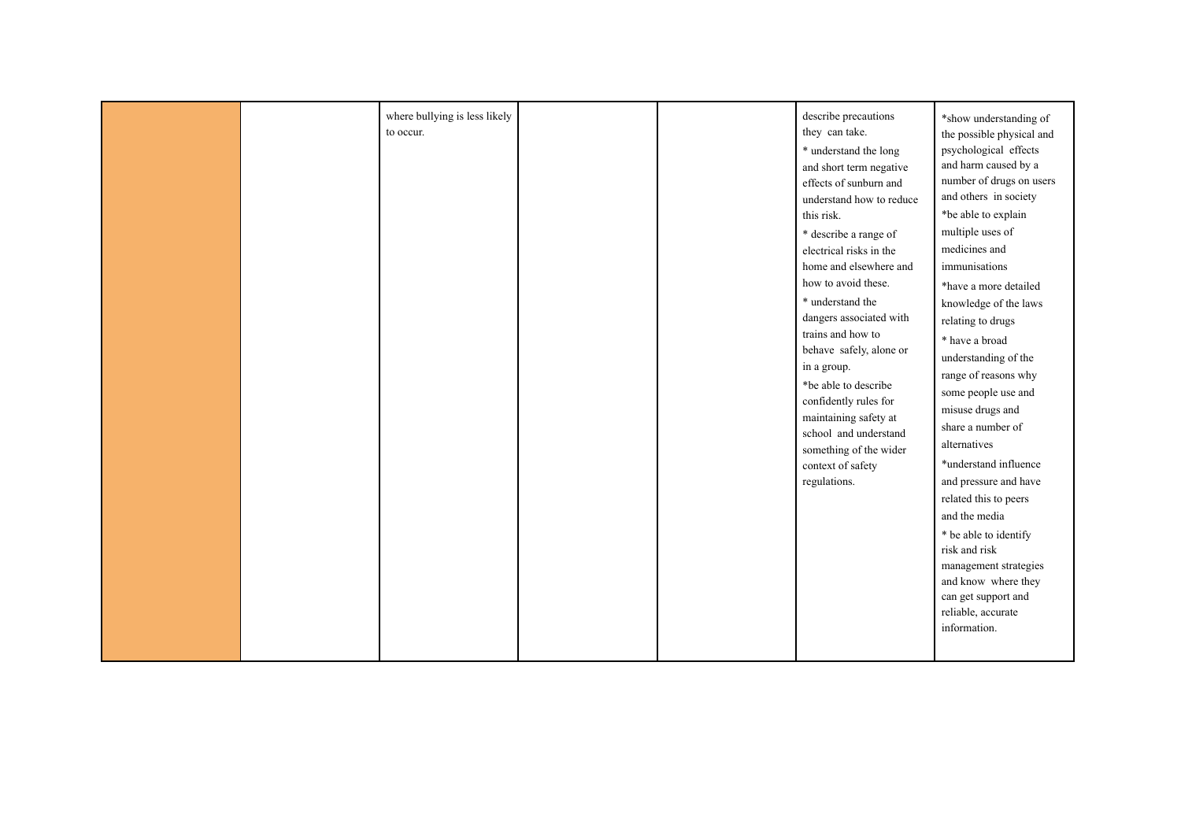| | | | | | | |
|---|---|---|---|---|---|---|
| | | where bullying is less likely to occur. | | | describe precautions they can take.<br>* understand the long and short term negative effects of sunburn and understand how to reduce this risk.<br>* describe a range of electrical risks in the home and elsewhere and how to avoid these.<br>* understand the dangers associated with trains and how to behave safely, alone or in a group.<br>*be able to describe confidently rules for maintaining safety at school and understand something of the wider context of safety regulations. | *show understanding of the possible physical and psychological effects and harm caused by a number of drugs on users and others in society<br>*be able to explain multiple uses of medicines and immunisations<br>*have a more detailed knowledge of the laws relating to drugs<br>* have a broad understanding of the range of reasons why some people use and misuse drugs and share a number of alternatives<br>*understand influence and pressure and have related this to peers and the media<br>* be able to identify risk and risk management strategies and know where they can get support and reliable, accurate information. |